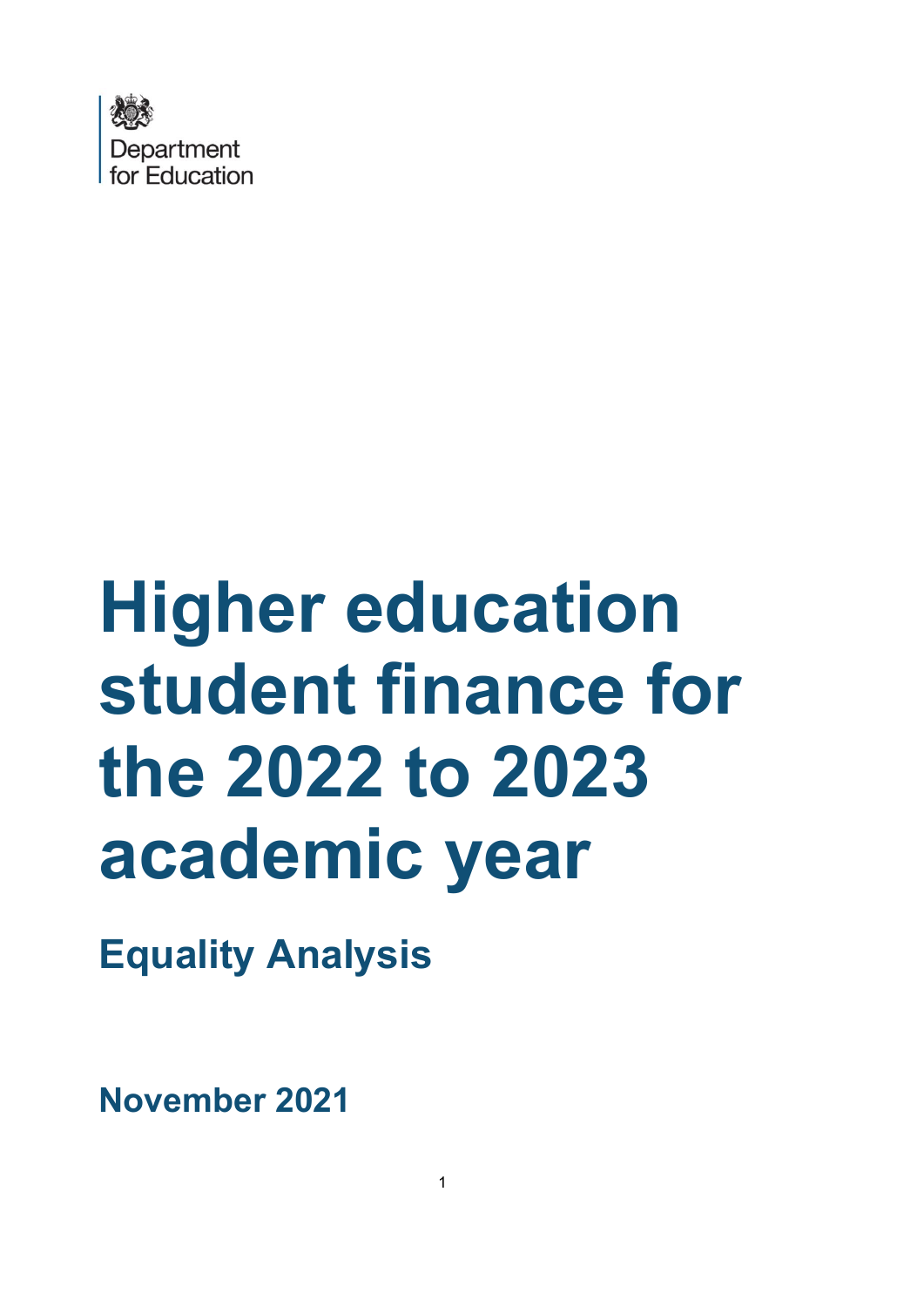Department for Education

# Higher education student finance for the 2022 to 2023 academic year

## Equality Analysis

**November 2021**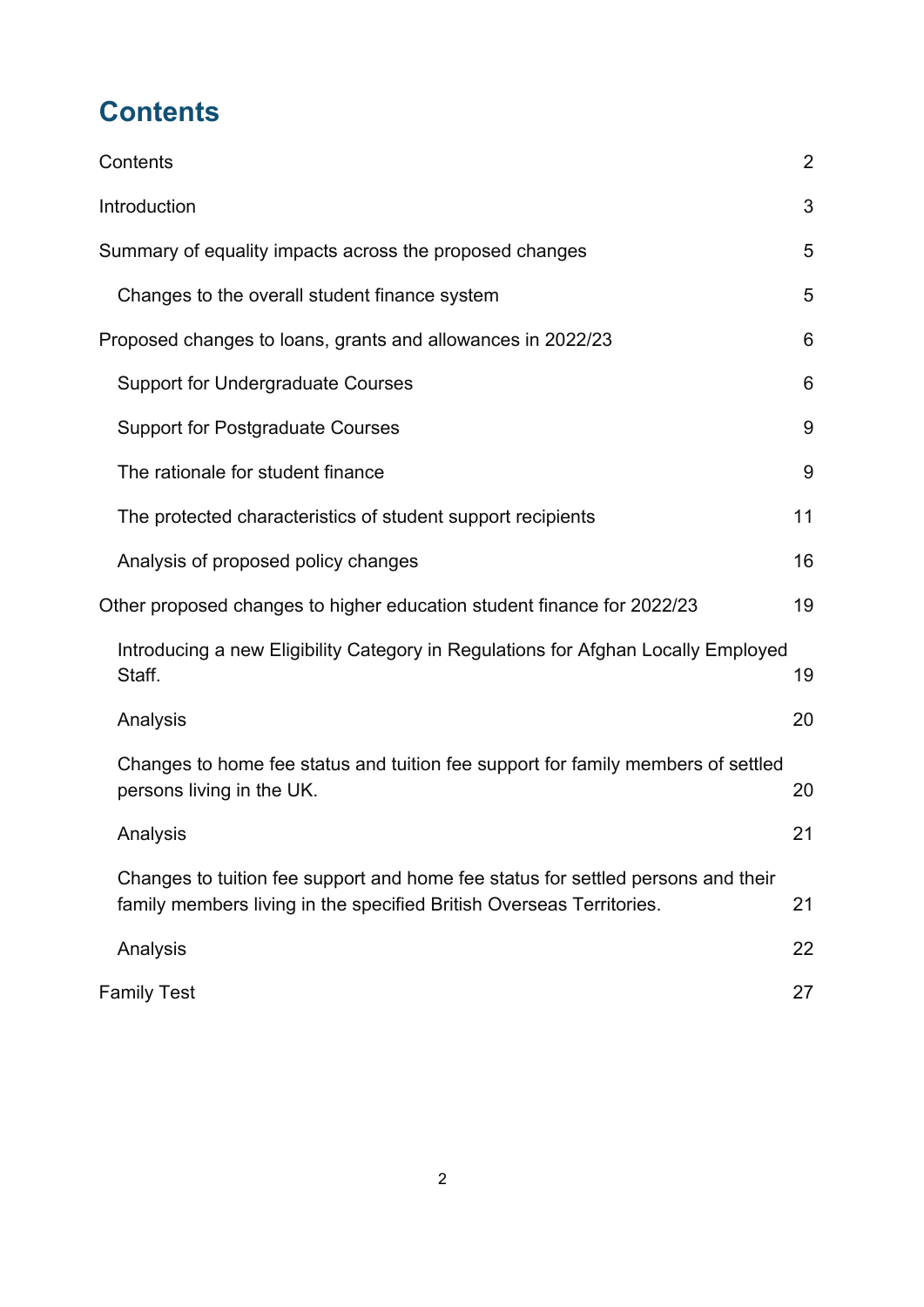# Contents

| | |
|---|---|
| Contents | 2 |
| Introduction | 3 |
| Summary of equality impacts across the proposed changes | 5 |
| Changes to the overall student finance system | 5 |
| Proposed changes to loans, grants and allowances in 2022/23 | 6 |
| Support for Undergraduate Courses | 6 |
| Support for Postgraduate Courses | 9 |
| The rationale for student finance | 9 |
| The protected characteristics of student support recipients | 11 |
| Analysis of proposed policy changes | 16 |
| Other proposed changes to higher education student finance for 2022/23 | 19 |
| Introducing a new Eligibility Category in Regulations for Afghan Locally Employed Staff. | 19 |
| Analysis | 20 |
| Changes to home fee status and tuition fee support for family members of settled persons living in the UK. | 20 |
| Analysis | 21 |
| Changes to tuition fee support and home fee status for settled persons and their family members living in the specified British Overseas Territories. | 21 |
| Analysis | 22 |
| Family Test | 27 |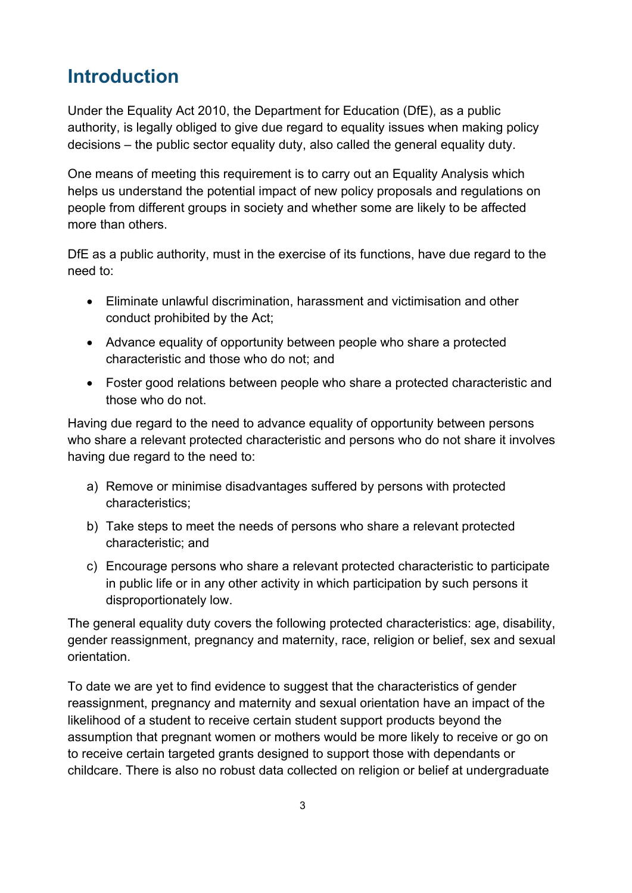# Introduction

Under the Equality Act 2010, the Department for Education (DfE), as a public authority, is legally obliged to give due regard to equality issues when making policy decisions – the public sector equality duty, also called the general equality duty.

One means of meeting this requirement is to carry out an Equality Analysis which helps us understand the potential impact of new policy proposals and regulations on people from different groups in society and whether some are likely to be affected more than others.

DfE as a public authority, must in the exercise of its functions, have due regard to the need to:

- Eliminate unlawful discrimination, harassment and victimisation and other conduct prohibited by the Act;
- Advance equality of opportunity between people who share a protected characteristic and those who do not; and
- Foster good relations between people who share a protected characteristic and those who do not.

Having due regard to the need to advance equality of opportunity between persons who share a relevant protected characteristic and persons who do not share it involves having due regard to the need to:

a) Remove or minimise disadvantages suffered by persons with protected characteristics;

b) Take steps to meet the needs of persons who share a relevant protected characteristic; and

c) Encourage persons who share a relevant protected characteristic to participate in public life or in any other activity in which participation by such persons it disproportionately low.

The general equality duty covers the following protected characteristics: age, disability, gender reassignment, pregnancy and maternity, race, religion or belief, sex and sexual orientation.

To date we are yet to find evidence to suggest that the characteristics of gender reassignment, pregnancy and maternity and sexual orientation have an impact of the likelihood of a student to receive certain student support products beyond the assumption that pregnant women or mothers would be more likely to receive or go on to receive certain targeted grants designed to support those with dependants or childcare. There is also no robust data collected on religion or belief at undergraduate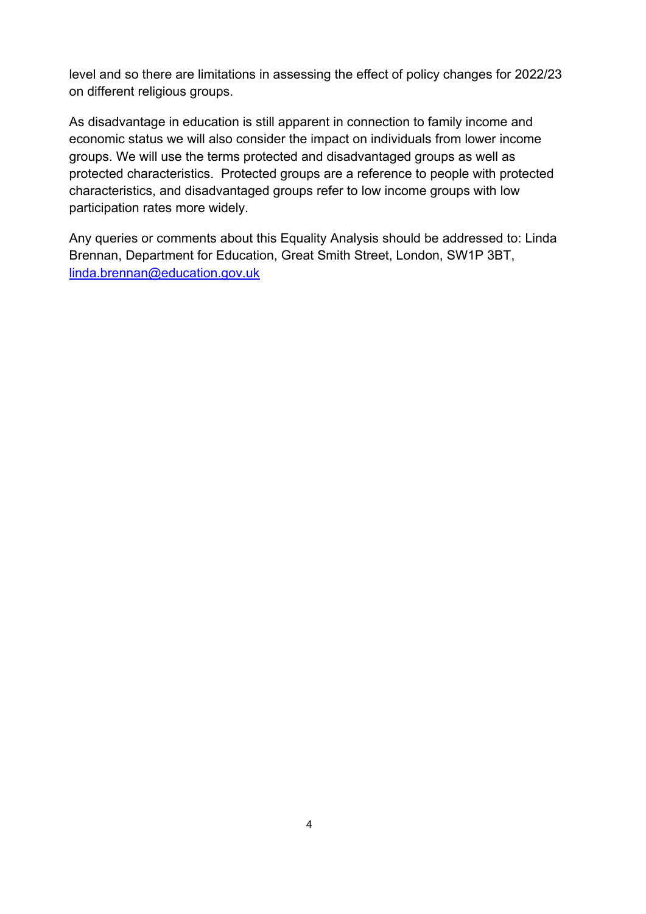level and so there are limitations in assessing the effect of policy changes for 2022/23 on different religious groups.

As disadvantage in education is still apparent in connection to family income and economic status we will also consider the impact on individuals from lower income groups. We will use the terms protected and disadvantaged groups as well as protected characteristics. Protected groups are a reference to people with protected characteristics, and disadvantaged groups refer to low income groups with low participation rates more widely.

Any queries or comments about this Equality Analysis should be addressed to: Linda Brennan, Department for Education, Great Smith Street, London, SW1P 3BT, [linda.brennan@education.gov.uk](mailto:linda.brennan@education.gov.uk)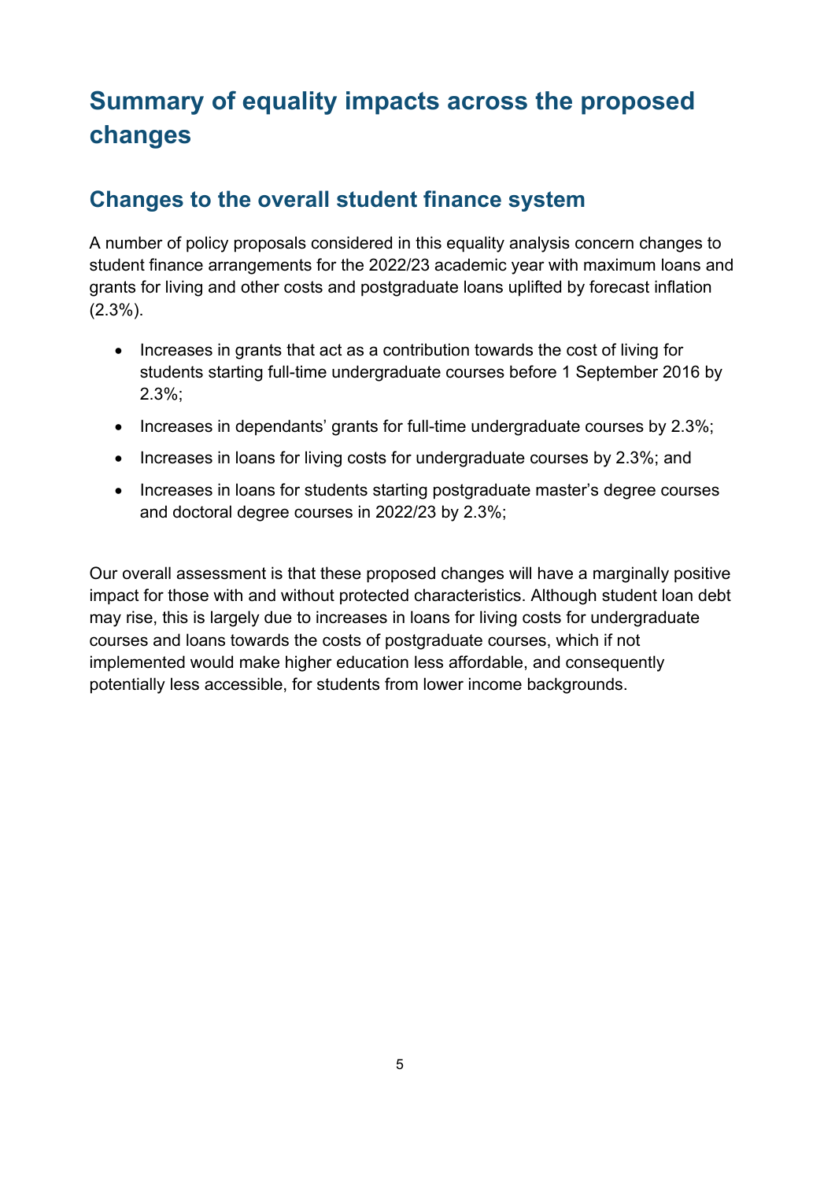# Summary of equality impacts across the proposed changes

## Changes to the overall student finance system

A number of policy proposals considered in this equality analysis concern changes to student finance arrangements for the 2022/23 academic year with maximum loans and grants for living and other costs and postgraduate loans uplifted by forecast inflation (2.3%).

- Increases in grants that act as a contribution towards the cost of living for students starting full-time undergraduate courses before 1 September 2016 by 2.3%;
- Increases in dependants' grants for full-time undergraduate courses by 2.3%;
- Increases in loans for living costs for undergraduate courses by 2.3%; and
- Increases in loans for students starting postgraduate master's degree courses and doctoral degree courses in 2022/23 by 2.3%;

Our overall assessment is that these proposed changes will have a marginally positive impact for those with and without protected characteristics. Although student loan debt may rise, this is largely due to increases in loans for living costs for undergraduate courses and loans towards the costs of postgraduate courses, which if not implemented would make higher education less affordable, and consequently potentially less accessible, for students from lower income backgrounds.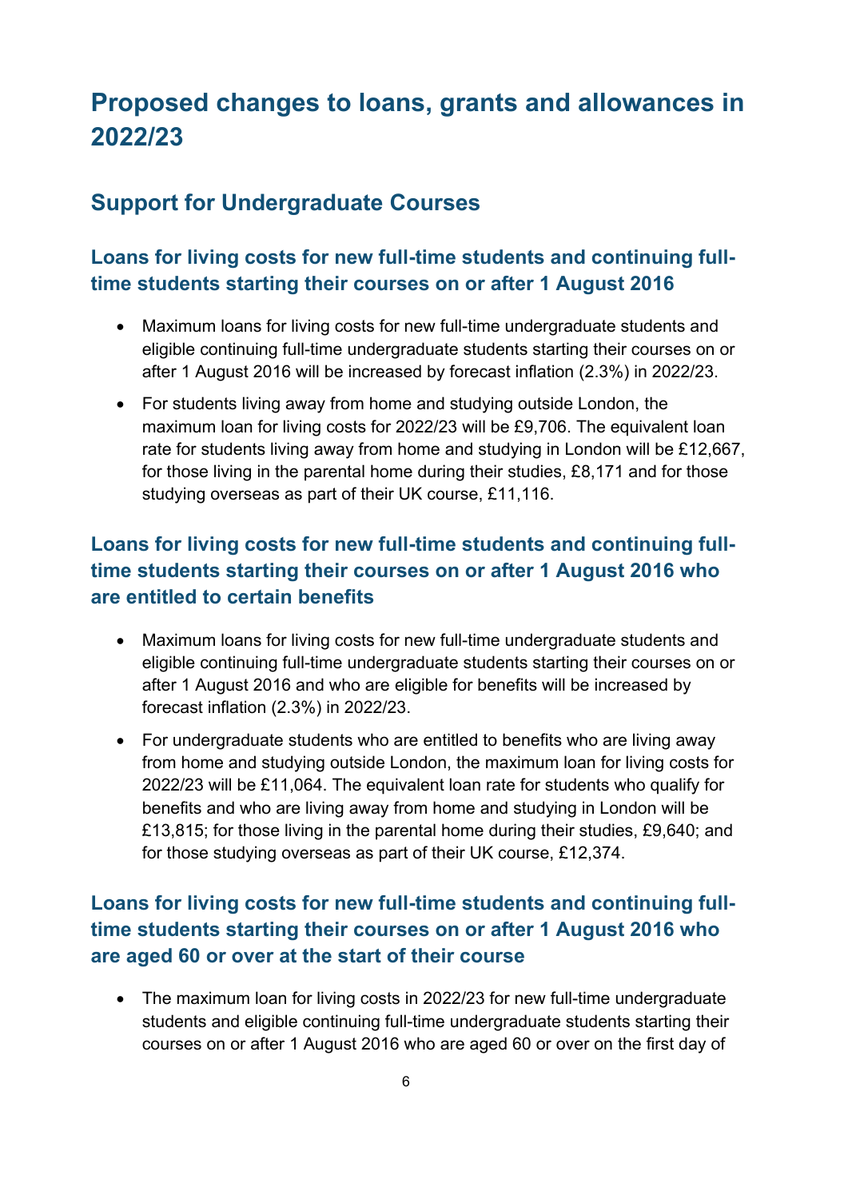# Proposed changes to loans, grants and allowances in 2022/23

## Support for Undergraduate Courses

### Loans for living costs for new full-time students and continuing full-time students starting their courses on or after 1 August 2016

- Maximum loans for living costs for new full-time undergraduate students and eligible continuing full-time undergraduate students starting their courses on or after 1 August 2016 will be increased by forecast inflation (2.3%) in 2022/23.
- For students living away from home and studying outside London, the maximum loan for living costs for 2022/23 will be £9,706. The equivalent loan rate for students living away from home and studying in London will be £12,667, for those living in the parental home during their studies, £8,171 and for those studying overseas as part of their UK course, £11,116.

### Loans for living costs for new full-time students and continuing full-time students starting their courses on or after 1 August 2016 who are entitled to certain benefits

- Maximum loans for living costs for new full-time undergraduate students and eligible continuing full-time undergraduate students starting their courses on or after 1 August 2016 and who are eligible for benefits will be increased by forecast inflation (2.3%) in 2022/23.
- For undergraduate students who are entitled to benefits who are living away from home and studying outside London, the maximum loan for living costs for 2022/23 will be £11,064. The equivalent loan rate for students who qualify for benefits and who are living away from home and studying in London will be £13,815; for those living in the parental home during their studies, £9,640; and for those studying overseas as part of their UK course, £12,374.

### Loans for living costs for new full-time students and continuing full-time students starting their courses on or after 1 August 2016 who are aged 60 or over at the start of their course

- The maximum loan for living costs in 2022/23 for new full-time undergraduate students and eligible continuing full-time undergraduate students starting their courses on or after 1 August 2016 who are aged 60 or over on the first day of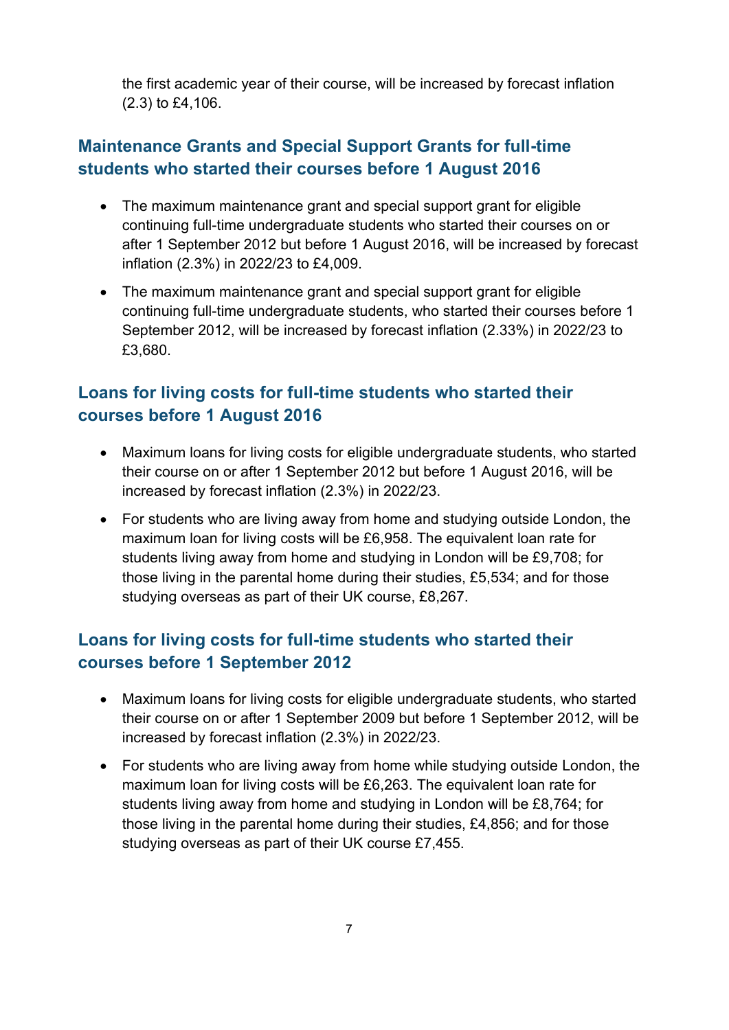the first academic year of their course, will be increased by forecast inflation (2.3) to £4,106.

## Maintenance Grants and Special Support Grants for full-time students who started their courses before 1 August 2016

- The maximum maintenance grant and special support grant for eligible continuing full-time undergraduate students who started their courses on or after 1 September 2012 but before 1 August 2016, will be increased by forecast inflation (2.3%) in 2022/23 to £4,009.
- The maximum maintenance grant and special support grant for eligible continuing full-time undergraduate students, who started their courses before 1 September 2012, will be increased by forecast inflation (2.33%) in 2022/23 to £3,680.

## Loans for living costs for full-time students who started their courses before 1 August 2016

- Maximum loans for living costs for eligible undergraduate students, who started their course on or after 1 September 2012 but before 1 August 2016, will be increased by forecast inflation (2.3%) in 2022/23.
- For students who are living away from home and studying outside London, the maximum loan for living costs will be £6,958. The equivalent loan rate for students living away from home and studying in London will be £9,708; for those living in the parental home during their studies, £5,534; and for those studying overseas as part of their UK course, £8,267.

## Loans for living costs for full-time students who started their courses before 1 September 2012

- Maximum loans for living costs for eligible undergraduate students, who started their course on or after 1 September 2009 but before 1 September 2012, will be increased by forecast inflation (2.3%) in 2022/23.
- For students who are living away from home while studying outside London, the maximum loan for living costs will be £6,263. The equivalent loan rate for students living away from home and studying in London will be £8,764; for those living in the parental home during their studies, £4,856; and for those studying overseas as part of their UK course £7,455.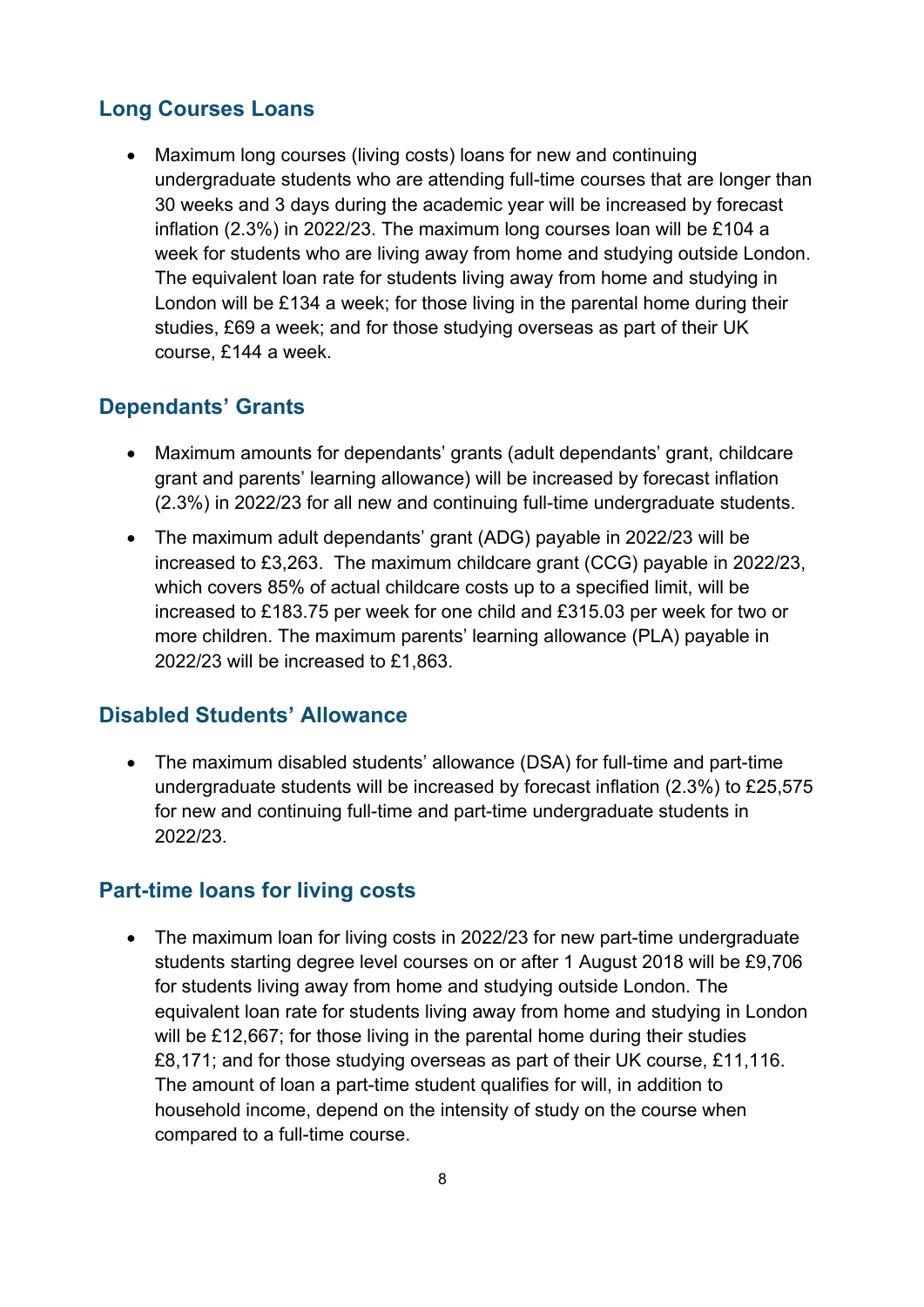## Long Courses Loans

- Maximum long courses (living costs) loans for new and continuing undergraduate students who are attending full-time courses that are longer than 30 weeks and 3 days during the academic year will be increased by forecast inflation (2.3%) in 2022/23. The maximum long courses loan will be £104 a week for students who are living away from home and studying outside London. The equivalent loan rate for students living away from home and studying in London will be £134 a week; for those living in the parental home during their studies, £69 a week; and for those studying overseas as part of their UK course, £144 a week.

## Dependants' Grants

- Maximum amounts for dependants' grants (adult dependants' grant, childcare grant and parents' learning allowance) will be increased by forecast inflation (2.3%) in 2022/23 for all new and continuing full-time undergraduate students.
- The maximum adult dependants' grant (ADG) payable in 2022/23 will be increased to £3,263. The maximum childcare grant (CCG) payable in 2022/23, which covers 85% of actual childcare costs up to a specified limit, will be increased to £183.75 per week for one child and £315.03 per week for two or more children. The maximum parents' learning allowance (PLA) payable in 2022/23 will be increased to £1,863.

## Disabled Students' Allowance

- The maximum disabled students' allowance (DSA) for full-time and part-time undergraduate students will be increased by forecast inflation (2.3%) to £25,575 for new and continuing full-time and part-time undergraduate students in 2022/23.

## Part-time loans for living costs

- The maximum loan for living costs in 2022/23 for new part-time undergraduate students starting degree level courses on or after 1 August 2018 will be £9,706 for students living away from home and studying outside London. The equivalent loan rate for students living away from home and studying in London will be £12,667; for those living in the parental home during their studies £8,171; and for those studying overseas as part of their UK course, £11,116. The amount of loan a part-time student qualifies for will, in addition to household income, depend on the intensity of study on the course when compared to a full-time course.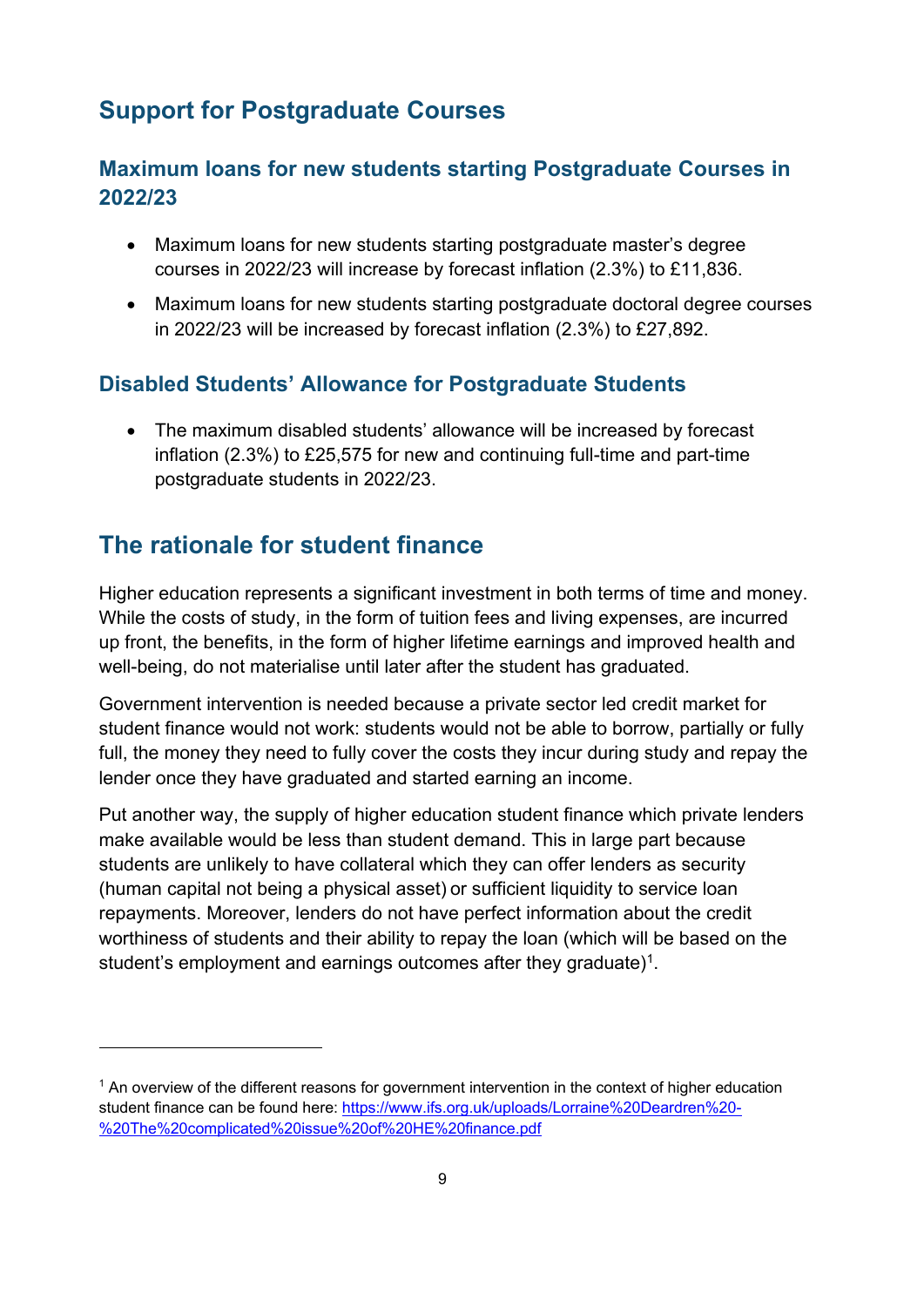## Support for Postgraduate Courses

### Maximum loans for new students starting Postgraduate Courses in 2022/23

- Maximum loans for new students starting postgraduate master's degree courses in 2022/23 will increase by forecast inflation (2.3%) to £11,836.
- Maximum loans for new students starting postgraduate doctoral degree courses in 2022/23 will be increased by forecast inflation (2.3%) to £27,892.

### Disabled Students' Allowance for Postgraduate Students

- The maximum disabled students' allowance will be increased by forecast inflation (2.3%) to £25,575 for new and continuing full-time and part-time postgraduate students in 2022/23.

## The rationale for student finance

Higher education represents a significant investment in both terms of time and money. While the costs of study, in the form of tuition fees and living expenses, are incurred up front, the benefits, in the form of higher lifetime earnings and improved health and well-being, do not materialise until later after the student has graduated.

Government intervention is needed because a private sector led credit market for student finance would not work: students would not be able to borrow, partially or fully full, the money they need to fully cover the costs they incur during study and repay the lender once they have graduated and started earning an income.

Put another way, the supply of higher education student finance which private lenders make available would be less than student demand. This in large part because students are unlikely to have collateral which they can offer lenders as security (human capital not being a physical asset) or sufficient liquidity to service loan repayments. Moreover, lenders do not have perfect information about the credit worthiness of students and their ability to repay the loan (which will be based on the student's employment and earnings outcomes after they graduate)[1].

---

[1] An overview of the different reasons for government intervention in the context of higher education student finance can be found here: https://www.ifs.org.uk/uploads/Lorraine%20Deardren%20-%20The%20complicated%20issue%20of%20HE%20finance.pdf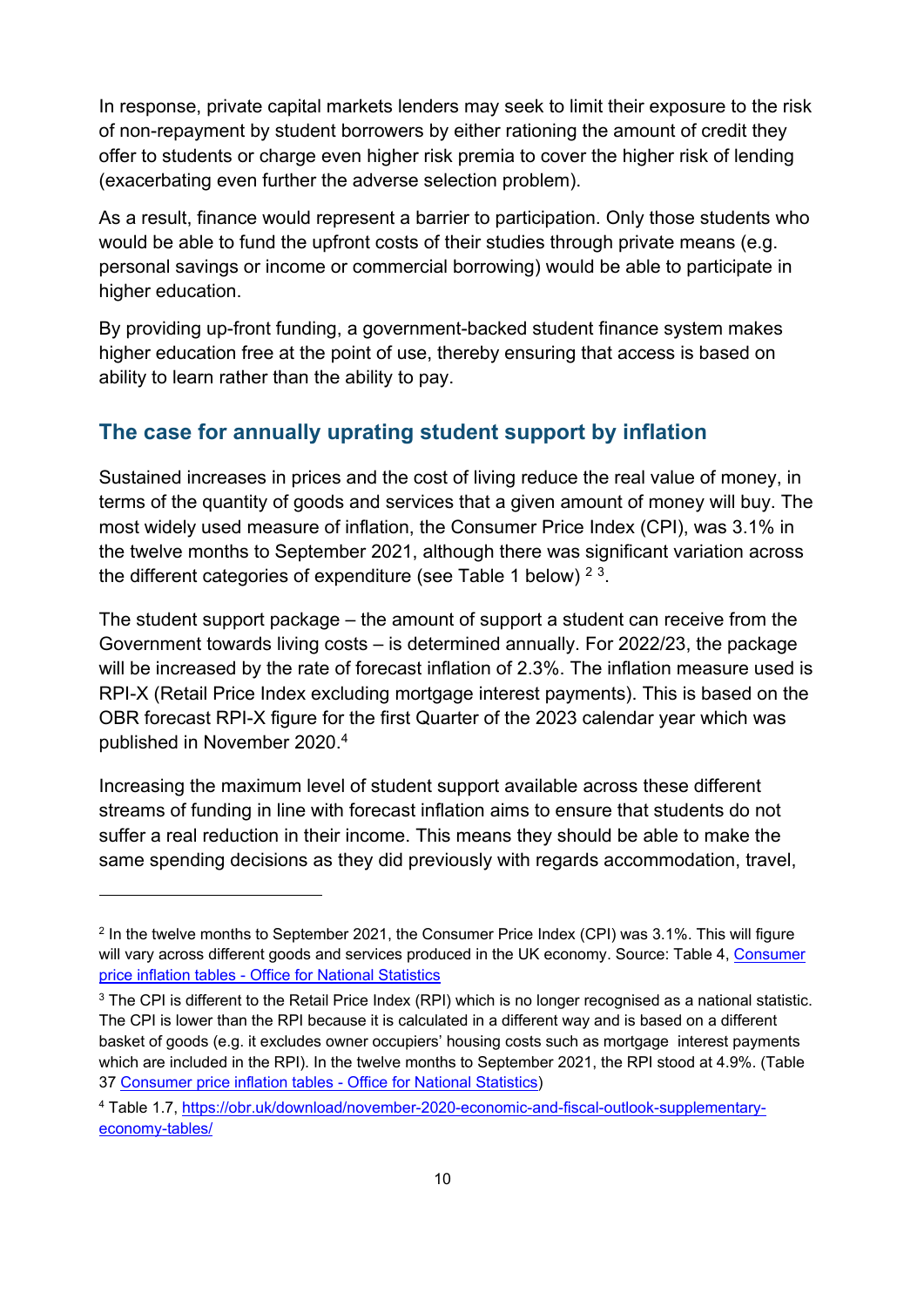In response, private capital markets lenders may seek to limit their exposure to the risk of non-repayment by student borrowers by either rationing the amount of credit they offer to students or charge even higher risk premia to cover the higher risk of lending (exacerbating even further the adverse selection problem).

As a result, finance would represent a barrier to participation. Only those students who would be able to fund the upfront costs of their studies through private means (e.g. personal savings or income or commercial borrowing) would be able to participate in higher education.

By providing up-front funding, a government-backed student finance system makes higher education free at the point of use, thereby ensuring that access is based on ability to learn rather than the ability to pay.

## The case for annually uprating student support by inflation

Sustained increases in prices and the cost of living reduce the real value of money, in terms of the quantity of goods and services that a given amount of money will buy. The most widely used measure of inflation, the Consumer Price Index (CPI), was 3.1% in the twelve months to September 2021, although there was significant variation across the different categories of expenditure (see Table 1 below) [2] [3].

The student support package – the amount of support a student can receive from the Government towards living costs – is determined annually. For 2022/23, the package will be increased by the rate of forecast inflation of 2.3%. The inflation measure used is RPI-X (Retail Price Index excluding mortgage interest payments). This is based on the OBR forecast RPI-X figure for the first Quarter of the 2023 calendar year which was published in November 2020.[4]

Increasing the maximum level of student support available across these different streams of funding in line with forecast inflation aims to ensure that students do not suffer a real reduction in their income. This means they should be able to make the same spending decisions as they did previously with regards accommodation, travel,

---

[2] In the twelve months to September 2021, the Consumer Price Index (CPI) was 3.1%. This will figure will vary across different goods and services produced in the UK economy. Source: Table 4, [Consumer price inflation tables - Office for National Statistics]

[3] The CPI is different to the Retail Price Index (RPI) which is no longer recognised as a national statistic. The CPI is lower than the RPI because it is calculated in a different way and is based on a different basket of goods (e.g. it excludes owner occupiers' housing costs such as mortgage interest payments which are included in the RPI). In the twelve months to September 2021, the RPI stood at 4.9%. (Table 37 [Consumer price inflation tables - Office for National Statistics])

[4] Table 1.7, https://obr.uk/download/november-2020-economic-and-fiscal-outlook-supplementary-economy-tables/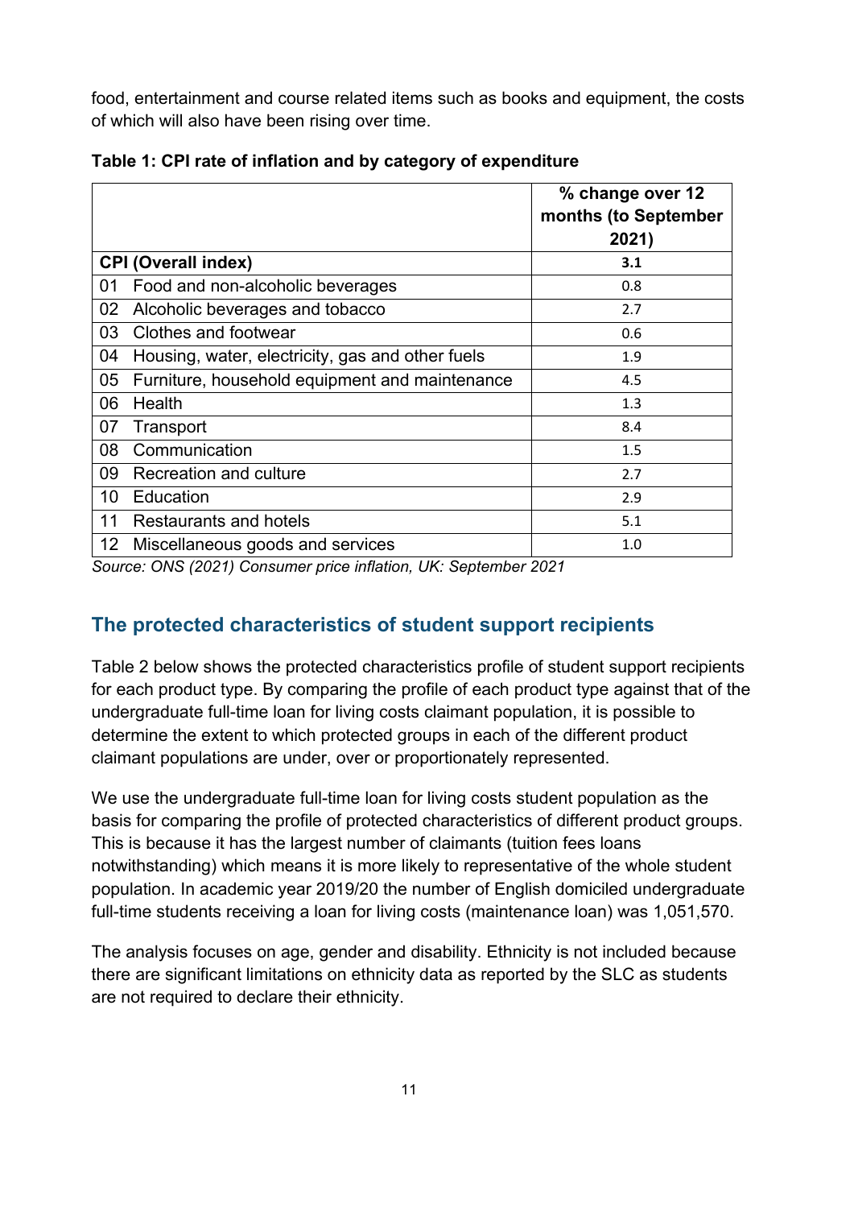food, entertainment and course related items such as books and equipment, the costs of which will also have been rising over time.

**Table 1: CPI rate of inflation and by category of expenditure**

| | % change over 12 months (to September 2021) |
|---|---|
| **CPI (Overall index)** | **3.1** |
| 01 Food and non-alcoholic beverages | 0.8 |
| 02 Alcoholic beverages and tobacco | 2.7 |
| 03 Clothes and footwear | 0.6 |
| 04 Housing, water, electricity, gas and other fuels | 1.9 |
| 05 Furniture, household equipment and maintenance | 4.5 |
| 06 Health | 1.3 |
| 07 Transport | 8.4 |
| 08 Communication | 1.5 |
| 09 Recreation and culture | 2.7 |
| 10 Education | 2.9 |
| 11 Restaurants and hotels | 5.1 |
| 12 Miscellaneous goods and services | 1.0 |

*Source: ONS (2021) Consumer price inflation, UK: September 2021*

## The protected characteristics of student support recipients

Table 2 below shows the protected characteristics profile of student support recipients for each product type. By comparing the profile of each product type against that of the undergraduate full-time loan for living costs claimant population, it is possible to determine the extent to which protected groups in each of the different product claimant populations are under, over or proportionately represented.

We use the undergraduate full-time loan for living costs student population as the basis for comparing the profile of protected characteristics of different product groups. This is because it has the largest number of claimants (tuition fees loans notwithstanding) which means it is more likely to representative of the whole student population. In academic year 2019/20 the number of English domiciled undergraduate full-time students receiving a loan for living costs (maintenance loan) was 1,051,570.

The analysis focuses on age, gender and disability. Ethnicity is not included because there are significant limitations on ethnicity data as reported by the SLC as students are not required to declare their ethnicity.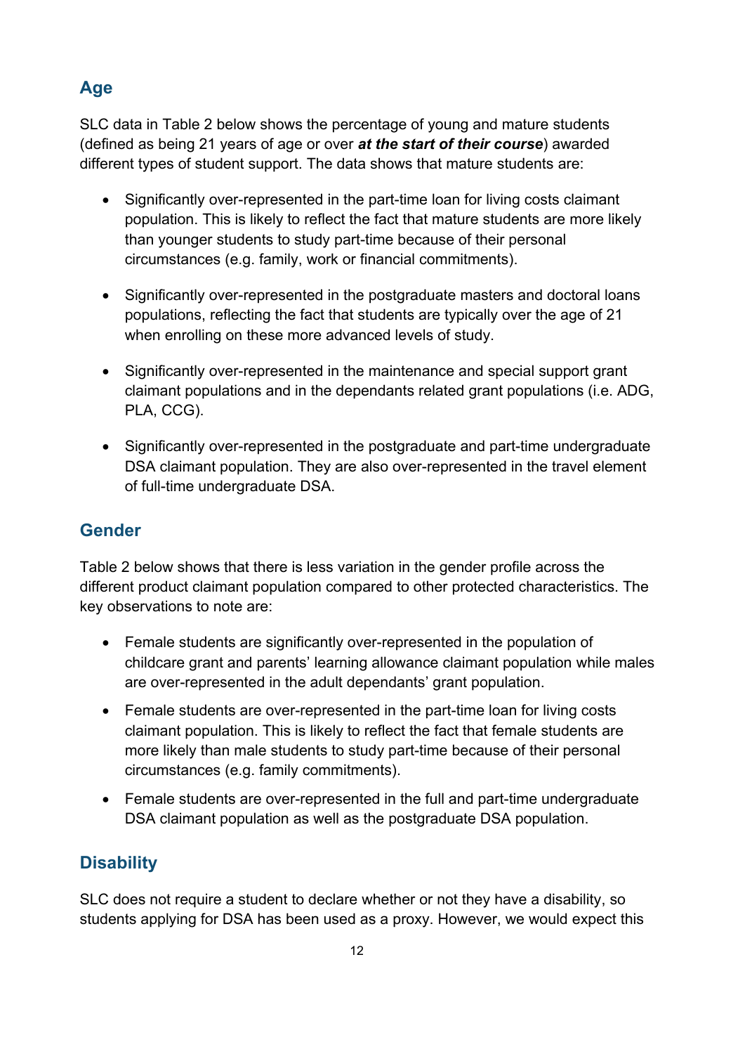## Age

SLC data in Table 2 below shows the percentage of young and mature students (defined as being 21 years of age or over ***at the start of their course***) awarded different types of student support. The data shows that mature students are:

- Significantly over-represented in the part-time loan for living costs claimant population. This is likely to reflect the fact that mature students are more likely than younger students to study part-time because of their personal circumstances (e.g. family, work or financial commitments).

- Significantly over-represented in the postgraduate masters and doctoral loans populations, reflecting the fact that students are typically over the age of 21 when enrolling on these more advanced levels of study.

- Significantly over-represented in the maintenance and special support grant claimant populations and in the dependants related grant populations (i.e. ADG, PLA, CCG).

- Significantly over-represented in the postgraduate and part-time undergraduate DSA claimant population. They are also over-represented in the travel element of full-time undergraduate DSA.

## Gender

Table 2 below shows that there is less variation in the gender profile across the different product claimant population compared to other protected characteristics. The key observations to note are:

- Female students are significantly over-represented in the population of childcare grant and parents' learning allowance claimant population while males are over-represented in the adult dependants' grant population.
- Female students are over-represented in the part-time loan for living costs claimant population. This is likely to reflect the fact that female students are more likely than male students to study part-time because of their personal circumstances (e.g. family commitments).
- Female students are over-represented in the full and part-time undergraduate DSA claimant population as well as the postgraduate DSA population.

## Disability

SLC does not require a student to declare whether or not they have a disability, so students applying for DSA has been used as a proxy. However, we would expect this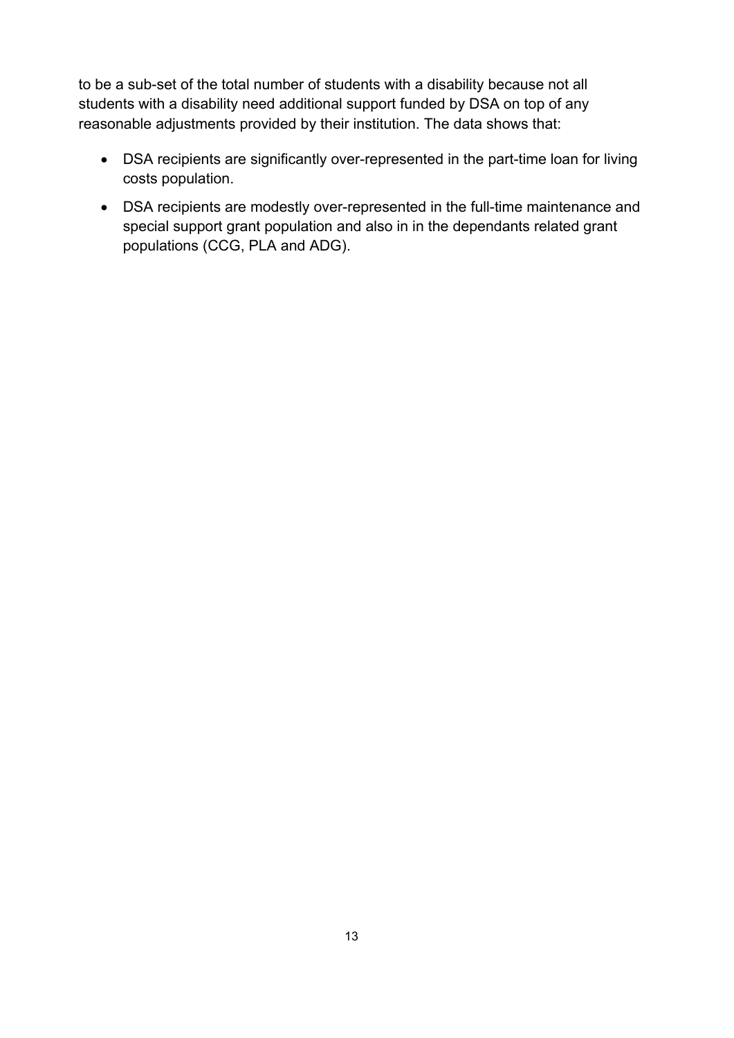to be a sub-set of the total number of students with a disability because not all students with a disability need additional support funded by DSA on top of any reasonable adjustments provided by their institution. The data shows that:

- DSA recipients are significantly over-represented in the part-time loan for living costs population.
- DSA recipients are modestly over-represented in the full-time maintenance and special support grant population and also in in the dependants related grant populations (CCG, PLA and ADG).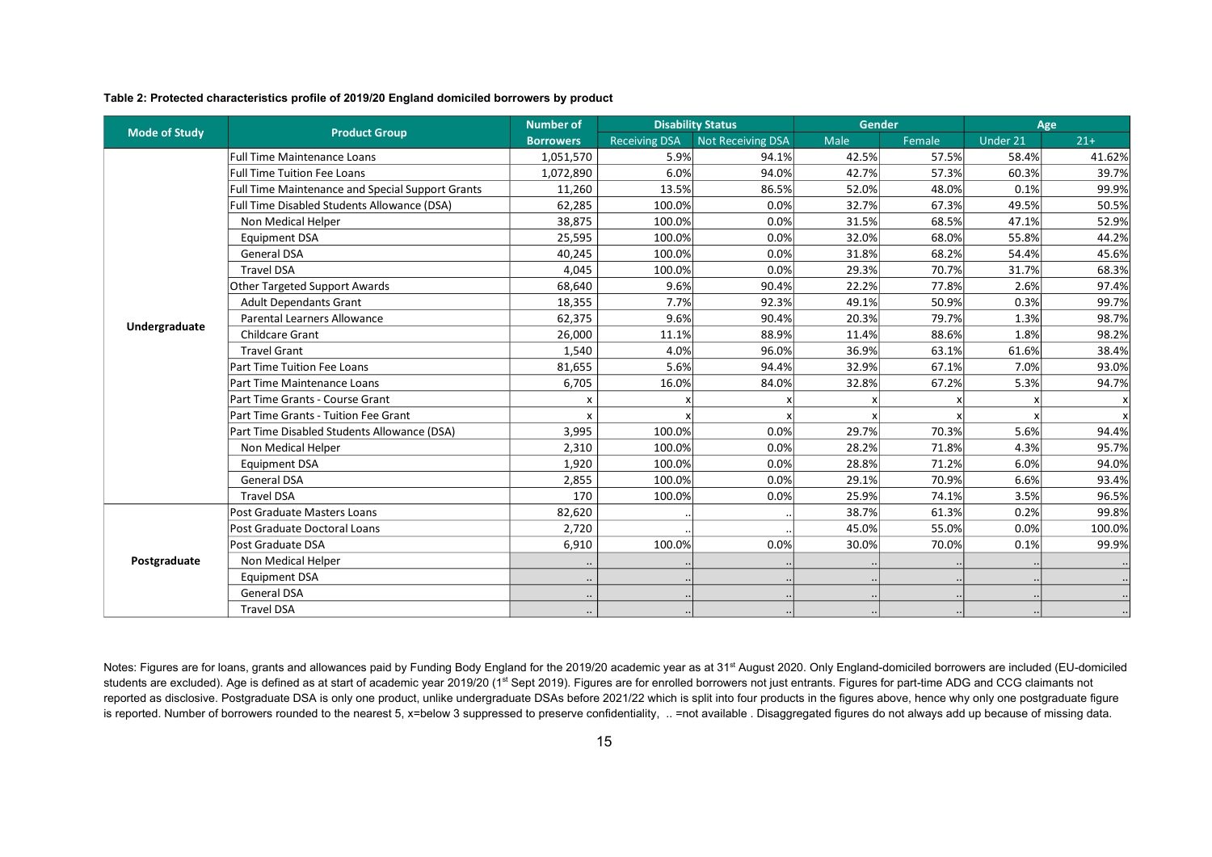**Table 2: Protected characteristics profile of 2019/20 England domiciled borrowers by product**

| Mode of Study | Product Group | Number of | Disability Status | | Gender | | Age | |
|---|---|---|---|---|---|---|---|---|
| | | Borrowers | Receiving DSA | Not Receiving DSA | Male | Female | Under 21 | 21+ |
| Undergraduate | Full Time Maintenance Loans | 1,051,570 | 5.9% | 94.1% | 42.5% | 57.5% | 58.4% | 41.62% |
| | Full Time Tuition Fee Loans | 1,072,890 | 6.0% | 94.0% | 42.7% | 57.3% | 60.3% | 39.7% |
| | Full Time Maintenance and Special Support Grants | 11,260 | 13.5% | 86.5% | 52.0% | 48.0% | 0.1% | 99.9% |
| | Full Time Disabled Students Allowance (DSA) | 62,285 | 100.0% | 0.0% | 32.7% | 67.3% | 49.5% | 50.5% |
| | Non Medical Helper | 38,875 | 100.0% | 0.0% | 31.5% | 68.5% | 47.1% | 52.9% |
| | Equipment DSA | 25,595 | 100.0% | 0.0% | 32.0% | 68.0% | 55.8% | 44.2% |
| | General DSA | 40,245 | 100.0% | 0.0% | 31.8% | 68.2% | 54.4% | 45.6% |
| | Travel DSA | 4,045 | 100.0% | 0.0% | 29.3% | 70.7% | 31.7% | 68.3% |
| | Other Targeted Support Awards | 68,640 | 9.6% | 90.4% | 22.2% | 77.8% | 2.6% | 97.4% |
| | Adult Dependants Grant | 18,355 | 7.7% | 92.3% | 49.1% | 50.9% | 0.3% | 99.7% |
| | Parental Learners Allowance | 62,375 | 9.6% | 90.4% | 20.3% | 79.7% | 1.3% | 98.7% |
| | Childcare Grant | 26,000 | 11.1% | 88.9% | 11.4% | 88.6% | 1.8% | 98.2% |
| | Travel Grant | 1,540 | 4.0% | 96.0% | 36.9% | 63.1% | 61.6% | 38.4% |
| | Part Time Tuition Fee Loans | 81,655 | 5.6% | 94.4% | 32.9% | 67.1% | 7.0% | 93.0% |
| | Part Time Maintenance Loans | 6,705 | 16.0% | 84.0% | 32.8% | 67.2% | 5.3% | 94.7% |
| | Part Time Grants - Course Grant | x | x | x | x | x | x | x |
| | Part Time Grants - Tuition Fee Grant | x | x | x | x | x | x | x |
| | Part Time Disabled Students Allowance (DSA) | 3,995 | 100.0% | 0.0% | 29.7% | 70.3% | 5.6% | 94.4% |
| | Non Medical Helper | 2,310 | 100.0% | 0.0% | 28.2% | 71.8% | 4.3% | 95.7% |
| | Equipment DSA | 1,920 | 100.0% | 0.0% | 28.8% | 71.2% | 6.0% | 94.0% |
| | General DSA | 2,855 | 100.0% | 0.0% | 29.1% | 70.9% | 6.6% | 93.4% |
| | Travel DSA | 170 | 100.0% | 0.0% | 25.9% | 74.1% | 3.5% | 96.5% |
| Postgraduate | Post Graduate Masters Loans | 82,620 | .. | .. | 38.7% | 61.3% | 0.2% | 99.8% |
| | Post Graduate Doctoral Loans | 2,720 | .. | .. | 45.0% | 55.0% | 0.0% | 100.0% |
| | Post Graduate DSA | 6,910 | 100.0% | 0.0% | 30.0% | 70.0% | 0.1% | 99.9% |
| | Non Medical Helper | .. | .. | .. | .. | .. | .. | .. |
| | Equipment DSA | .. | .. | .. | .. | .. | .. | .. |
| | General DSA | .. | .. | .. | .. | .. | .. | .. |
| | Travel DSA | .. | .. | .. | .. | .. | .. | .. |

Notes: Figures are for loans, grants and allowances paid by Funding Body England for the 2019/20 academic year as at 31st August 2020. Only England-domiciled borrowers are included (EU-domiciled students are excluded). Age is defined as at start of academic year 2019/20 (1st Sept 2019). Figures are for enrolled borrowers not just entrants. Figures for part-time ADG and CCG claimants not reported as disclosive. Postgraduate DSA is only one product, unlike undergraduate DSAs before 2021/22 which is split into four products in the figures above, hence why only one postgraduate figure is reported. Number of borrowers rounded to the nearest 5, x=below 3 suppressed to preserve confidentiality, .. =not available . Disaggregated figures do not always add up because of missing data.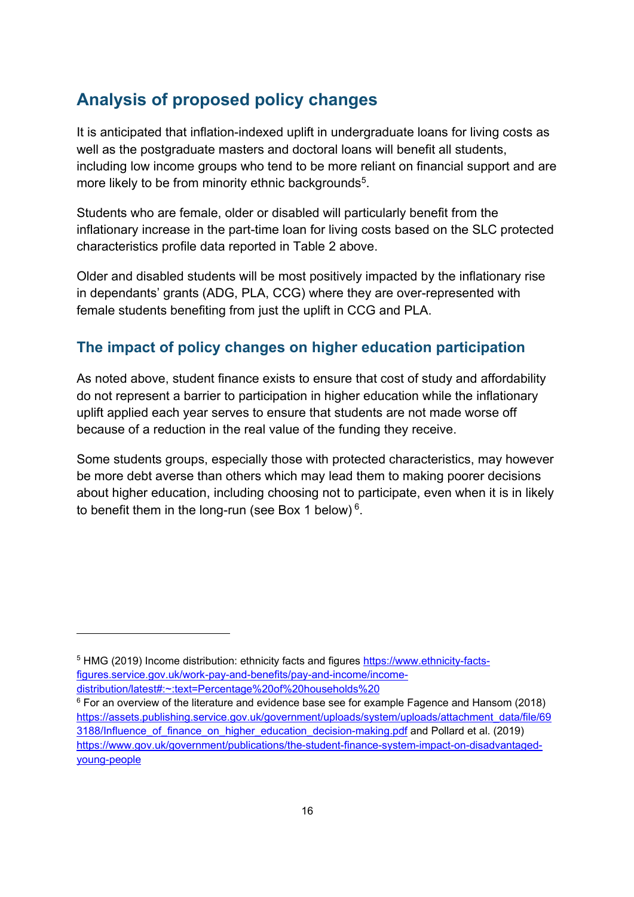## Analysis of proposed policy changes

It is anticipated that inflation-indexed uplift in undergraduate loans for living costs as well as the postgraduate masters and doctoral loans will benefit all students, including low income groups who tend to be more reliant on financial support and are more likely to be from minority ethnic backgrounds[5].

Students who are female, older or disabled will particularly benefit from the inflationary increase in the part-time loan for living costs based on the SLC protected characteristics profile data reported in Table 2 above.

Older and disabled students will be most positively impacted by the inflationary rise in dependants' grants (ADG, PLA, CCG) where they are over-represented with female students benefiting from just the uplift in CCG and PLA.

### The impact of policy changes on higher education participation

As noted above, student finance exists to ensure that cost of study and affordability do not represent a barrier to participation in higher education while the inflationary uplift applied each year serves to ensure that students are not made worse off because of a reduction in the real value of the funding they receive.

Some students groups, especially those with protected characteristics, may however be more debt averse than others which may lead them to making poorer decisions about higher education, including choosing not to participate, even when it is in likely to benefit them in the long-run (see Box 1 below)[6].

---

[5] HMG (2019) Income distribution: ethnicity facts and figures https://www.ethnicity-facts-figures.service.gov.uk/work-pay-and-benefits/pay-and-income/income-distribution/latest#:~:text=Percentage%20of%20households%20

[6] For an overview of the literature and evidence base see for example Fagence and Hansom (2018) https://assets.publishing.service.gov.uk/government/uploads/system/uploads/attachment_data/file/693188/Influence_of_finance_on_higher_education_decision-making.pdf and Pollard et al. (2019) https://www.gov.uk/government/publications/the-student-finance-system-impact-on-disadvantaged-young-people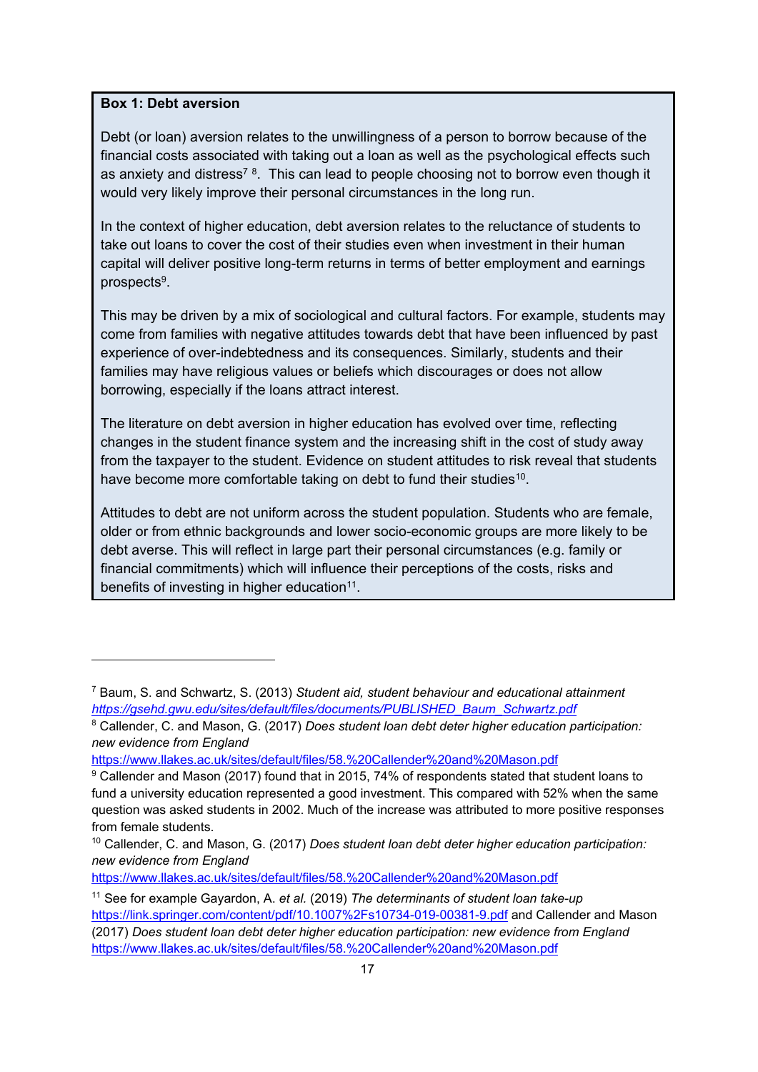**Box 1: Debt aversion**

Debt (or loan) aversion relates to the unwillingness of a person to borrow because of the financial costs associated with taking out a loan as well as the psychological effects such as anxiety and distress[7] [8]. This can lead to people choosing not to borrow even though it would very likely improve their personal circumstances in the long run.

In the context of higher education, debt aversion relates to the reluctance of students to take out loans to cover the cost of their studies even when investment in their human capital will deliver positive long-term returns in terms of better employment and earnings prospects[9].

This may be driven by a mix of sociological and cultural factors. For example, students may come from families with negative attitudes towards debt that have been influenced by past experience of over-indebtedness and its consequences. Similarly, students and their families may have religious values or beliefs which discourages or does not allow borrowing, especially if the loans attract interest.

The literature on debt aversion in higher education has evolved over time, reflecting changes in the student finance system and the increasing shift in the cost of study away from the taxpayer to the student. Evidence on student attitudes to risk reveal that students have become more comfortable taking on debt to fund their studies[10].

Attitudes to debt are not uniform across the student population. Students who are female, older or from ethnic backgrounds and lower socio-economic groups are more likely to be debt averse. This will reflect in large part their personal circumstances (e.g. family or financial commitments) which will influence their perceptions of the costs, risks and benefits of investing in higher education[11].

---

[7] Baum, S. and Schwartz, S. (2013) *Student aid, student behaviour and educational attainment* *https://gsehd.gwu.edu/sites/default/files/documents/PUBLISHED_Baum_Schwartz.pdf*

[8] Callender, C. and Mason, G. (2017) *Does student loan debt deter higher education participation: new evidence from England* https://www.llakes.ac.uk/sites/default/files/58.%20Callender%20and%20Mason.pdf

[9] Callender and Mason (2017) found that in 2015, 74% of respondents stated that student loans to fund a university education represented a good investment. This compared with 52% when the same question was asked students in 2002. Much of the increase was attributed to more positive responses from female students.

[10] Callender, C. and Mason, G. (2017) *Does student loan debt deter higher education participation: new evidence from England* https://www.llakes.ac.uk/sites/default/files/58.%20Callender%20and%20Mason.pdf

[11] See for example Gayardon, A. *et al.* (2019) *The determinants of student loan take-up* https://link.springer.com/content/pdf/10.1007%2Fs10734-019-00381-9.pdf and Callender and Mason (2017) *Does student loan debt deter higher education participation: new evidence from England* https://www.llakes.ac.uk/sites/default/files/58.%20Callender%20and%20Mason.pdf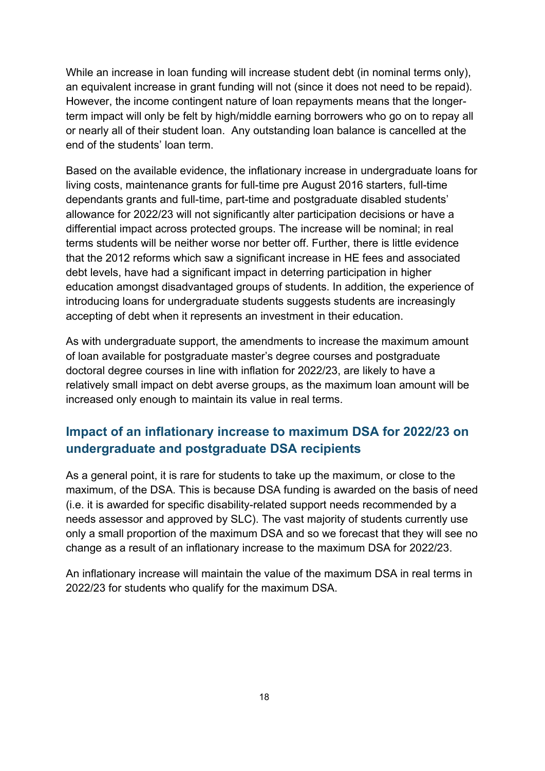While an increase in loan funding will increase student debt (in nominal terms only), an equivalent increase in grant funding will not (since it does not need to be repaid). However, the income contingent nature of loan repayments means that the longer-term impact will only be felt by high/middle earning borrowers who go on to repay all or nearly all of their student loan. Any outstanding loan balance is cancelled at the end of the students' loan term.

Based on the available evidence, the inflationary increase in undergraduate loans for living costs, maintenance grants for full-time pre August 2016 starters, full-time dependants grants and full-time, part-time and postgraduate disabled students' allowance for 2022/23 will not significantly alter participation decisions or have a differential impact across protected groups. The increase will be nominal; in real terms students will be neither worse nor better off. Further, there is little evidence that the 2012 reforms which saw a significant increase in HE fees and associated debt levels, have had a significant impact in deterring participation in higher education amongst disadvantaged groups of students. In addition, the experience of introducing loans for undergraduate students suggests students are increasingly accepting of debt when it represents an investment in their education.

As with undergraduate support, the amendments to increase the maximum amount of loan available for postgraduate master's degree courses and postgraduate doctoral degree courses in line with inflation for 2022/23, are likely to have a relatively small impact on debt averse groups, as the maximum loan amount will be increased only enough to maintain its value in real terms.

## Impact of an inflationary increase to maximum DSA for 2022/23 on undergraduate and postgraduate DSA recipients

As a general point, it is rare for students to take up the maximum, or close to the maximum, of the DSA. This is because DSA funding is awarded on the basis of need (i.e. it is awarded for specific disability-related support needs recommended by a needs assessor and approved by SLC). The vast majority of students currently use only a small proportion of the maximum DSA and so we forecast that they will see no change as a result of an inflationary increase to the maximum DSA for 2022/23.

An inflationary increase will maintain the value of the maximum DSA in real terms in 2022/23 for students who qualify for the maximum DSA.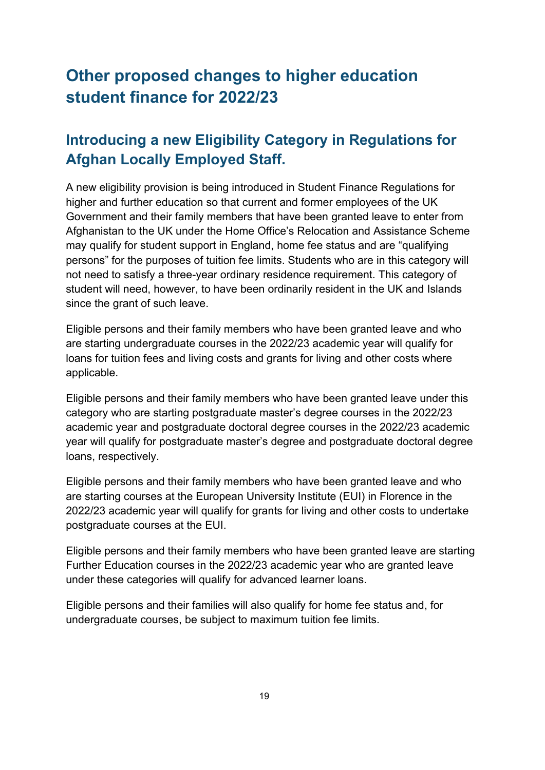# Other proposed changes to higher education student finance for 2022/23

## Introducing a new Eligibility Category in Regulations for Afghan Locally Employed Staff.

A new eligibility provision is being introduced in Student Finance Regulations for higher and further education so that current and former employees of the UK Government and their family members that have been granted leave to enter from Afghanistan to the UK under the Home Office's Relocation and Assistance Scheme may qualify for student support in England, home fee status and are "qualifying persons" for the purposes of tuition fee limits. Students who are in this category will not need to satisfy a three-year ordinary residence requirement. This category of student will need, however, to have been ordinarily resident in the UK and Islands since the grant of such leave.

Eligible persons and their family members who have been granted leave and who are starting undergraduate courses in the 2022/23 academic year will qualify for loans for tuition fees and living costs and grants for living and other costs where applicable.

Eligible persons and their family members who have been granted leave under this category who are starting postgraduate master's degree courses in the 2022/23 academic year and postgraduate doctoral degree courses in the 2022/23 academic year will qualify for postgraduate master's degree and postgraduate doctoral degree loans, respectively.

Eligible persons and their family members who have been granted leave and who are starting courses at the European University Institute (EUI) in Florence in the 2022/23 academic year will qualify for grants for living and other costs to undertake postgraduate courses at the EUI.

Eligible persons and their family members who have been granted leave are starting Further Education courses in the 2022/23 academic year who are granted leave under these categories will qualify for advanced learner loans.

Eligible persons and their families will also qualify for home fee status and, for undergraduate courses, be subject to maximum tuition fee limits.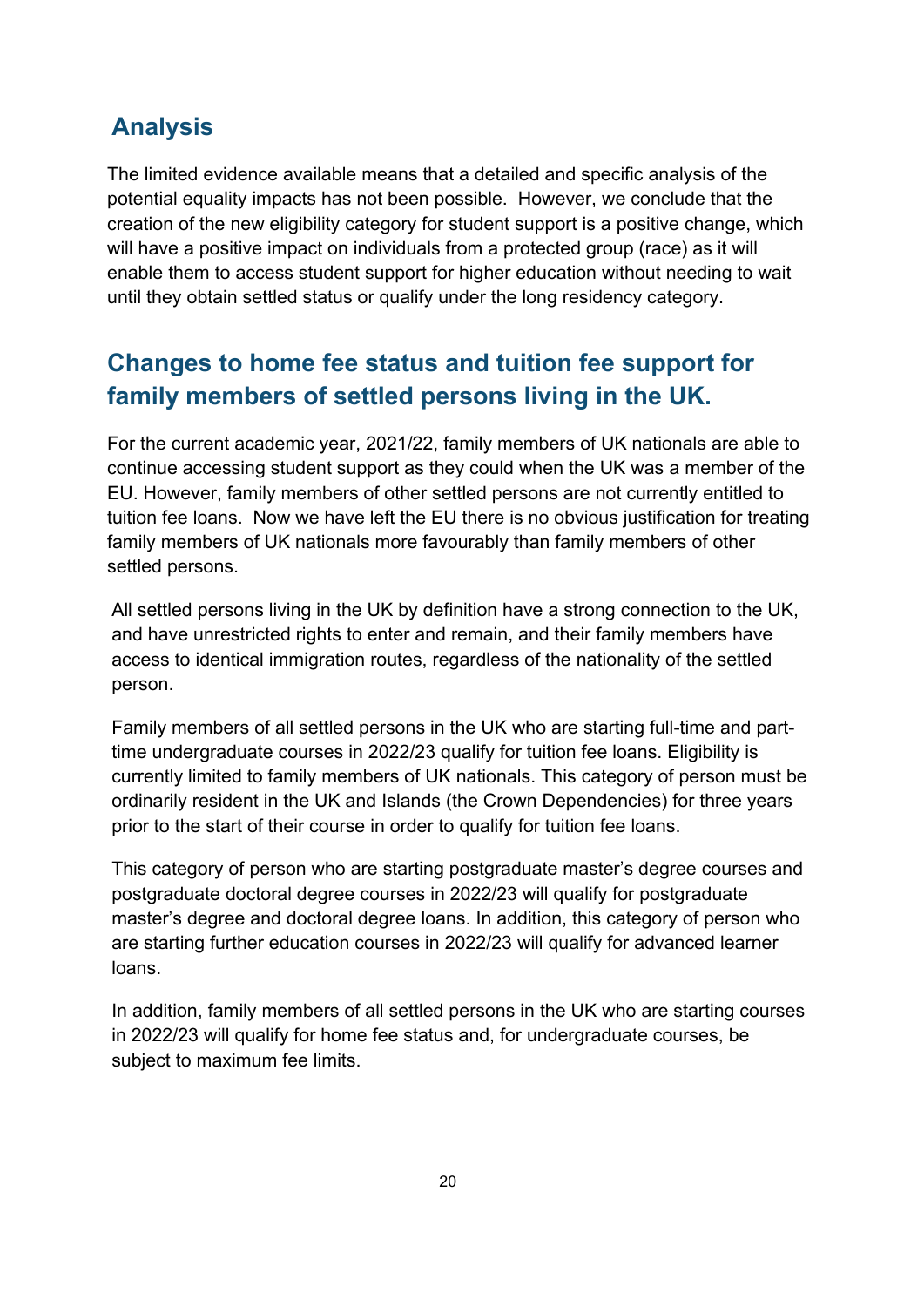## Analysis

The limited evidence available means that a detailed and specific analysis of the potential equality impacts has not been possible. However, we conclude that the creation of the new eligibility category for student support is a positive change, which will have a positive impact on individuals from a protected group (race) as it will enable them to access student support for higher education without needing to wait until they obtain settled status or qualify under the long residency category.

## Changes to home fee status and tuition fee support for family members of settled persons living in the UK.

For the current academic year, 2021/22, family members of UK nationals are able to continue accessing student support as they could when the UK was a member of the EU. However, family members of other settled persons are not currently entitled to tuition fee loans. Now we have left the EU there is no obvious justification for treating family members of UK nationals more favourably than family members of other settled persons.

All settled persons living in the UK by definition have a strong connection to the UK, and have unrestricted rights to enter and remain, and their family members have access to identical immigration routes, regardless of the nationality of the settled person.

Family members of all settled persons in the UK who are starting full-time and part-time undergraduate courses in 2022/23 qualify for tuition fee loans. Eligibility is currently limited to family members of UK nationals. This category of person must be ordinarily resident in the UK and Islands (the Crown Dependencies) for three years prior to the start of their course in order to qualify for tuition fee loans.

This category of person who are starting postgraduate master's degree courses and postgraduate doctoral degree courses in 2022/23 will qualify for postgraduate master's degree and doctoral degree loans. In addition, this category of person who are starting further education courses in 2022/23 will qualify for advanced learner loans.

In addition, family members of all settled persons in the UK who are starting courses in 2022/23 will qualify for home fee status and, for undergraduate courses, be subject to maximum fee limits.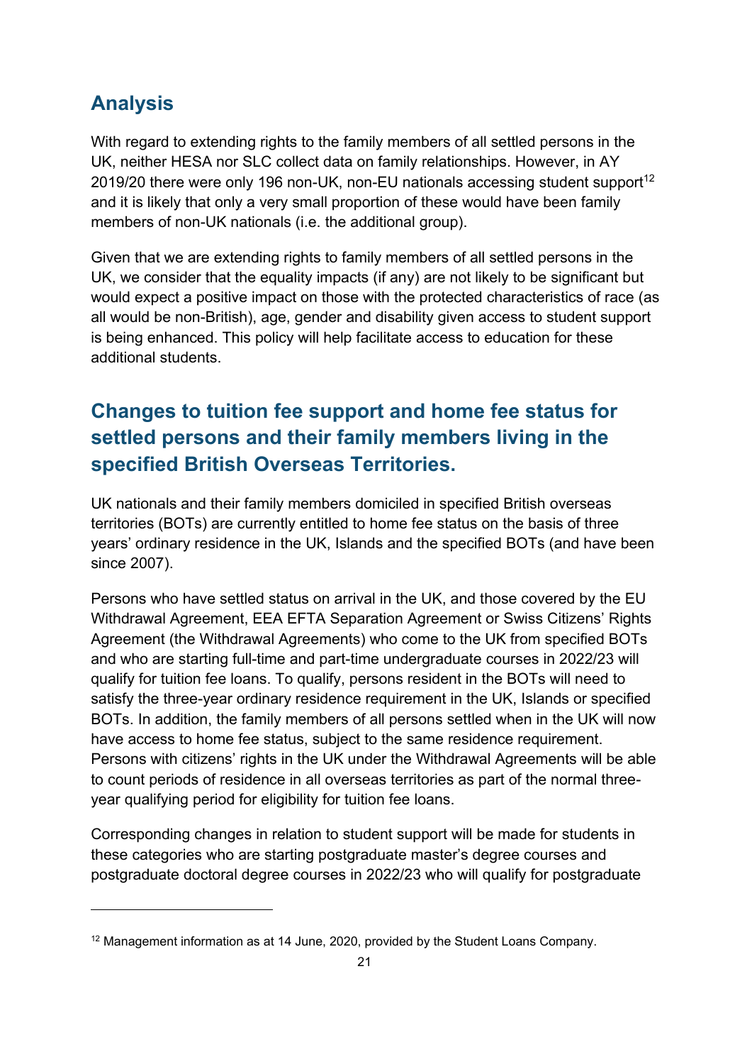## Analysis

With regard to extending rights to the family members of all settled persons in the UK, neither HESA nor SLC collect data on family relationships. However, in AY 2019/20 there were only 196 non-UK, non-EU nationals accessing student support[12] and it is likely that only a very small proportion of these would have been family members of non-UK nationals (i.e. the additional group).

Given that we are extending rights to family members of all settled persons in the UK, we consider that the equality impacts (if any) are not likely to be significant but would expect a positive impact on those with the protected characteristics of race (as all would be non-British), age, gender and disability given access to student support is being enhanced. This policy will help facilitate access to education for these additional students.

## Changes to tuition fee support and home fee status for settled persons and their family members living in the specified British Overseas Territories.

UK nationals and their family members domiciled in specified British overseas territories (BOTs) are currently entitled to home fee status on the basis of three years' ordinary residence in the UK, Islands and the specified BOTs (and have been since 2007).

Persons who have settled status on arrival in the UK, and those covered by the EU Withdrawal Agreement, EEA EFTA Separation Agreement or Swiss Citizens' Rights Agreement (the Withdrawal Agreements) who come to the UK from specified BOTs and who are starting full-time and part-time undergraduate courses in 2022/23 will qualify for tuition fee loans. To qualify, persons resident in the BOTs will need to satisfy the three-year ordinary residence requirement in the UK, Islands or specified BOTs. In addition, the family members of all persons settled when in the UK will now have access to home fee status, subject to the same residence requirement. Persons with citizens' rights in the UK under the Withdrawal Agreements will be able to count periods of residence in all overseas territories as part of the normal three-year qualifying period for eligibility for tuition fee loans.

Corresponding changes in relation to student support will be made for students in these categories who are starting postgraduate master's degree courses and postgraduate doctoral degree courses in 2022/23 who will qualify for postgraduate

[12] Management information as at 14 June, 2020, provided by the Student Loans Company.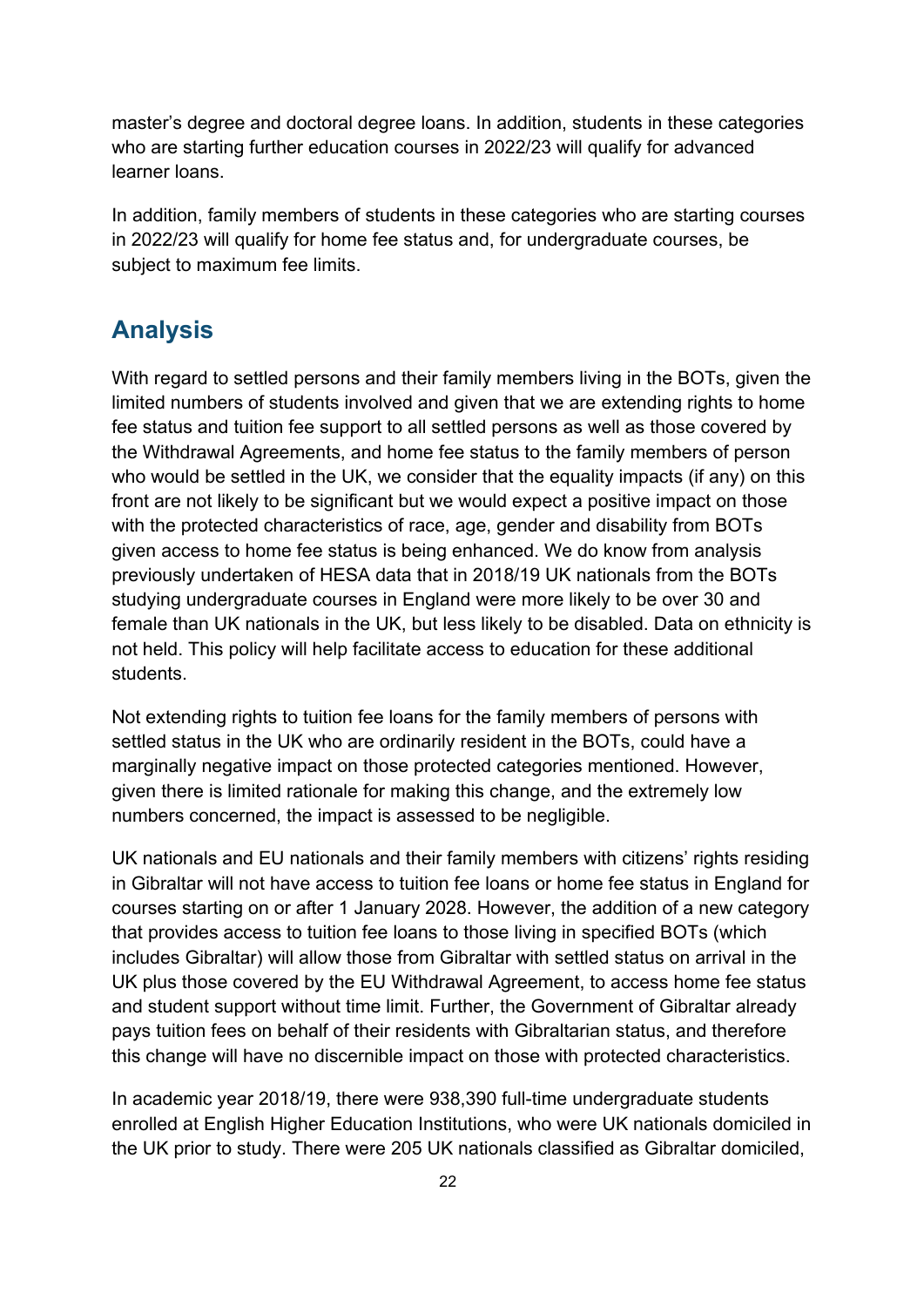master's degree and doctoral degree loans. In addition, students in these categories who are starting further education courses in 2022/23 will qualify for advanced learner loans.

In addition, family members of students in these categories who are starting courses in 2022/23 will qualify for home fee status and, for undergraduate courses, be subject to maximum fee limits.

## Analysis

With regard to settled persons and their family members living in the BOTs, given the limited numbers of students involved and given that we are extending rights to home fee status and tuition fee support to all settled persons as well as those covered by the Withdrawal Agreements, and home fee status to the family members of person who would be settled in the UK, we consider that the equality impacts (if any) on this front are not likely to be significant but we would expect a positive impact on those with the protected characteristics of race, age, gender and disability from BOTs given access to home fee status is being enhanced. We do know from analysis previously undertaken of HESA data that in 2018/19 UK nationals from the BOTs studying undergraduate courses in England were more likely to be over 30 and female than UK nationals in the UK, but less likely to be disabled. Data on ethnicity is not held. This policy will help facilitate access to education for these additional students.

Not extending rights to tuition fee loans for the family members of persons with settled status in the UK who are ordinarily resident in the BOTs, could have a marginally negative impact on those protected categories mentioned. However, given there is limited rationale for making this change, and the extremely low numbers concerned, the impact is assessed to be negligible.

UK nationals and EU nationals and their family members with citizens' rights residing in Gibraltar will not have access to tuition fee loans or home fee status in England for courses starting on or after 1 January 2028. However, the addition of a new category that provides access to tuition fee loans to those living in specified BOTs (which includes Gibraltar) will allow those from Gibraltar with settled status on arrival in the UK plus those covered by the EU Withdrawal Agreement, to access home fee status and student support without time limit. Further, the Government of Gibraltar already pays tuition fees on behalf of their residents with Gibraltarian status, and therefore this change will have no discernible impact on those with protected characteristics.

In academic year 2018/19, there were 938,390 full-time undergraduate students enrolled at English Higher Education Institutions, who were UK nationals domiciled in the UK prior to study. There were 205 UK nationals classified as Gibraltar domiciled,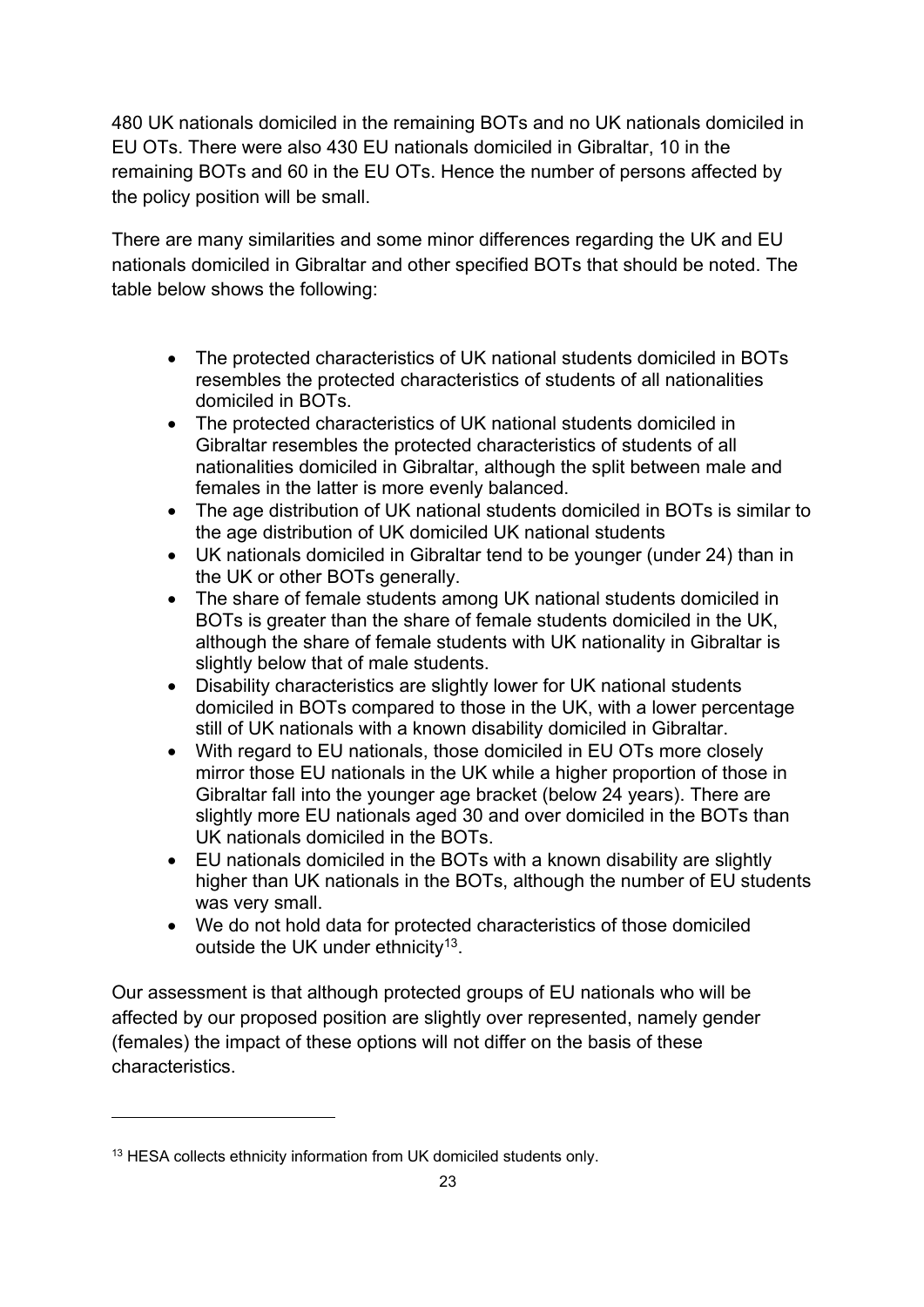480 UK nationals domiciled in the remaining BOTs and no UK nationals domiciled in EU OTs. There were also 430 EU nationals domiciled in Gibraltar, 10 in the remaining BOTs and 60 in the EU OTs. Hence the number of persons affected by the policy position will be small.

There are many similarities and some minor differences regarding the UK and EU nationals domiciled in Gibraltar and other specified BOTs that should be noted. The table below shows the following:

- The protected characteristics of UK national students domiciled in BOTs resembles the protected characteristics of students of all nationalities domiciled in BOTs.
- The protected characteristics of UK national students domiciled in Gibraltar resembles the protected characteristics of students of all nationalities domiciled in Gibraltar, although the split between male and females in the latter is more evenly balanced.
- The age distribution of UK national students domiciled in BOTs is similar to the age distribution of UK domiciled UK national students
- UK nationals domiciled in Gibraltar tend to be younger (under 24) than in the UK or other BOTs generally.
- The share of female students among UK national students domiciled in BOTs is greater than the share of female students domiciled in the UK, although the share of female students with UK nationality in Gibraltar is slightly below that of male students.
- Disability characteristics are slightly lower for UK national students domiciled in BOTs compared to those in the UK, with a lower percentage still of UK nationals with a known disability domiciled in Gibraltar.
- With regard to EU nationals, those domiciled in EU OTs more closely mirror those EU nationals in the UK while a higher proportion of those in Gibraltar fall into the younger age bracket (below 24 years). There are slightly more EU nationals aged 30 and over domiciled in the BOTs than UK nationals domiciled in the BOTs.
- EU nationals domiciled in the BOTs with a known disability are slightly higher than UK nationals in the BOTs, although the number of EU students was very small.
- We do not hold data for protected characteristics of those domiciled outside the UK under ethnicity[13].

Our assessment is that although protected groups of EU nationals who will be affected by our proposed position are slightly over represented, namely gender (females) the impact of these options will not differ on the basis of these characteristics.

[13] HESA collects ethnicity information from UK domiciled students only.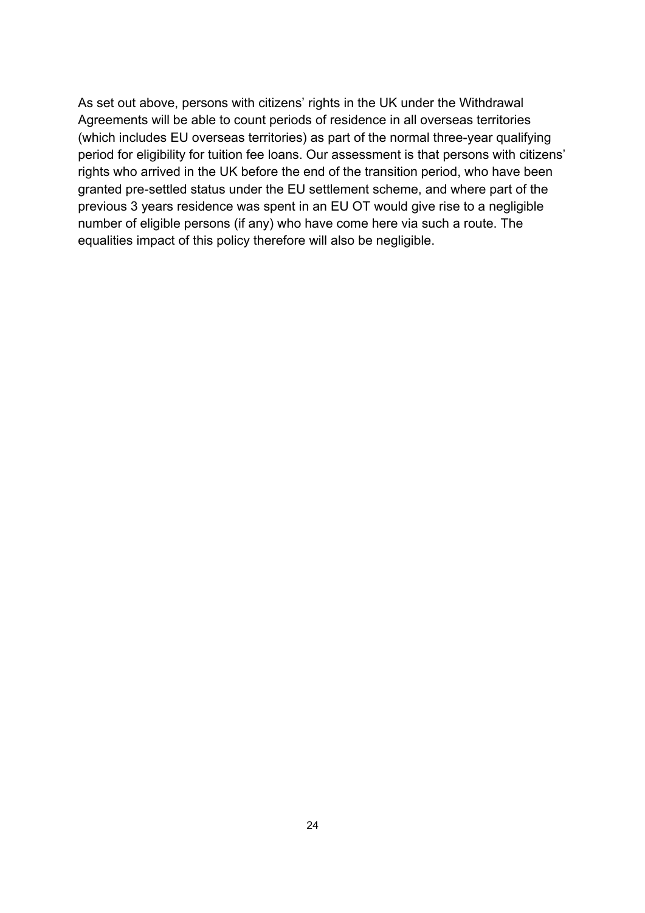As set out above, persons with citizens' rights in the UK under the Withdrawal Agreements will be able to count periods of residence in all overseas territories (which includes EU overseas territories) as part of the normal three-year qualifying period for eligibility for tuition fee loans. Our assessment is that persons with citizens' rights who arrived in the UK before the end of the transition period, who have been granted pre-settled status under the EU settlement scheme, and where part of the previous 3 years residence was spent in an EU OT would give rise to a negligible number of eligible persons (if any) who have come here via such a route. The equalities impact of this policy therefore will also be negligible.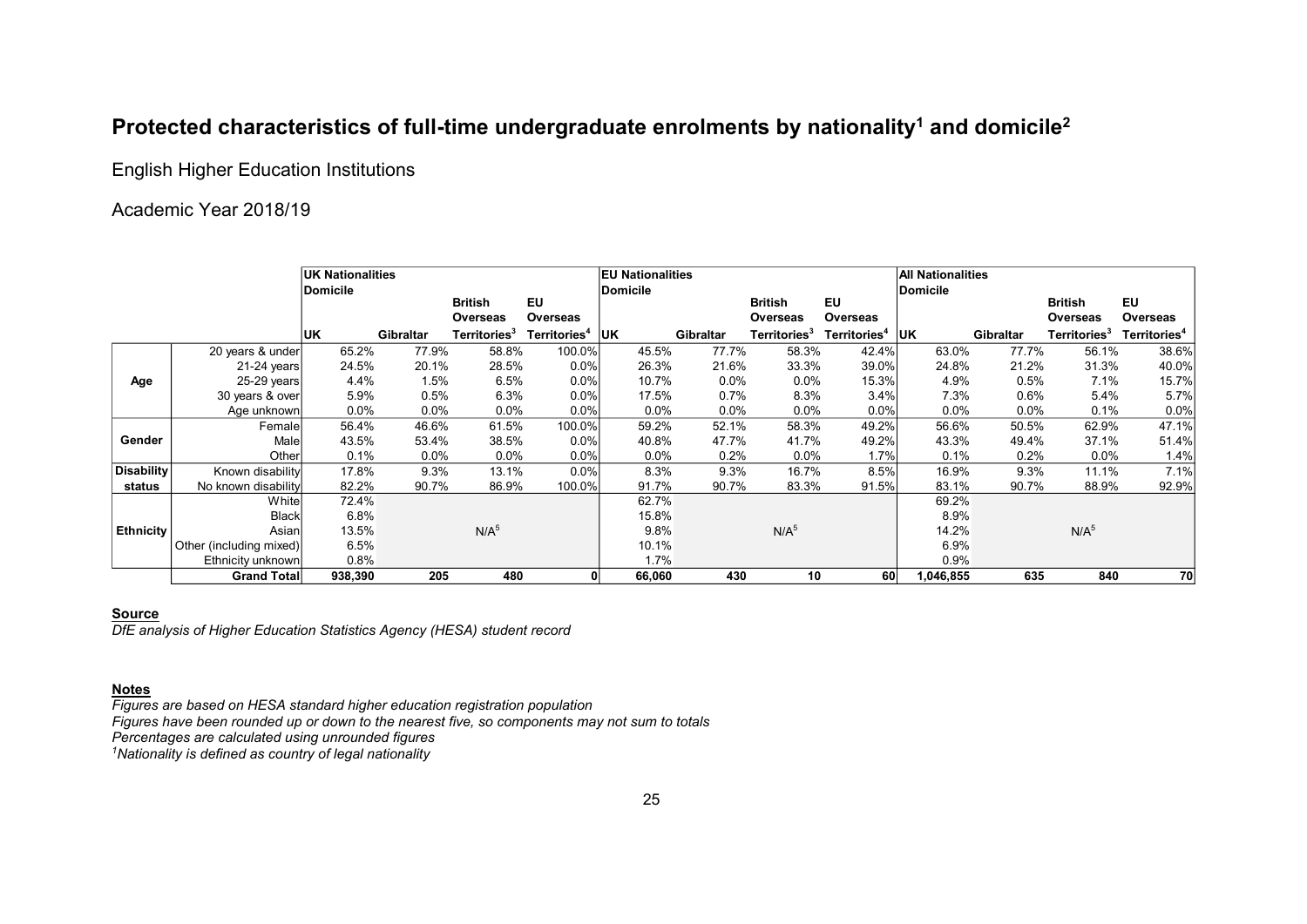# Protected characteristics of full-time undergraduate enrolments by nationality[1] and domicile[2]

English Higher Education Institutions

Academic Year 2018/19

| | | UK Nationalities | | | | EU Nationalities | | | | All Nationalities | | | |
|---|---|---|---|---|---|---|---|---|---|---|---|---|---|
| | | Domicile | | | | Domicile | | | | Domicile | | | |
| | | UK | Gibraltar | British Overseas Territories[3] | EU Overseas Territories[4] | UK | Gibraltar | British Overseas Territories[3] | EU Overseas Territories[4] | UK | Gibraltar | British Overseas Territories[3] | EU Overseas Territories[4] |
| Age | 20 years & under | 65.2% | 77.9% | 58.8% | 100.0% | 45.5% | 77.7% | 58.3% | 42.4% | 63.0% | 77.7% | 56.1% | 38.6% |
| | 21-24 years | 24.5% | 20.1% | 28.5% | 0.0% | 26.3% | 21.6% | 33.3% | 39.0% | 24.8% | 21.2% | 31.3% | 40.0% |
| | 25-29 years | 4.4% | 1.5% | 6.5% | 0.0% | 10.7% | 0.0% | 0.0% | 15.3% | 4.9% | 0.5% | 7.1% | 15.7% |
| | 30 years & over | 5.9% | 0.5% | 6.3% | 0.0% | 17.5% | 0.7% | 8.3% | 3.4% | 7.3% | 0.6% | 5.4% | 5.7% |
| | Age unknown | 0.0% | 0.0% | 0.0% | 0.0% | 0.0% | 0.0% | 0.0% | 0.0% | 0.0% | 0.0% | 0.1% | 0.0% |
| Gender | Female | 56.4% | 46.6% | 61.5% | 100.0% | 59.2% | 52.1% | 58.3% | 49.2% | 56.6% | 50.5% | 62.9% | 47.1% |
| | Male | 43.5% | 53.4% | 38.5% | 0.0% | 40.8% | 47.7% | 41.7% | 49.2% | 43.3% | 49.4% | 37.1% | 51.4% |
| | Other | 0.1% | 0.0% | 0.0% | 0.0% | 0.0% | 0.2% | 0.0% | 1.7% | 0.1% | 0.2% | 0.0% | 1.4% |
| Disability status | Known disability | 17.8% | 9.3% | 13.1% | 0.0% | 8.3% | 9.3% | 16.7% | 8.5% | 16.9% | 9.3% | 11.1% | 7.1% |
| | No known disability | 82.2% | 90.7% | 86.9% | 100.0% | 91.7% | 90.7% | 83.3% | 91.5% | 83.1% | 90.7% | 88.9% | 92.9% |
| Ethnicity | White | 72.4% | N/A[5] | | | 62.7% | N/A[5] | | | 69.2% | N/A[5] | | |
| | Black | 6.8% | | | | 15.8% | | | | 8.9% | | | |
| | Asian | 13.5% | | | | 9.8% | | | | 14.2% | | | |
| | Other (including mixed) | 6.5% | | | | 10.1% | | | | 6.9% | | | |
| | Ethnicity unknown | 0.8% | | | | 1.7% | | | | 0.9% | | | |
| | **Grand Total** | **938,390** | **205** | **480** | **0** | **66,060** | **430** | **10** | **60** | **1,046,855** | **635** | **840** | **70** |

**Source**

*DfE analysis of Higher Education Statistics Agency (HESA) student record*

**Notes**

*Figures are based on HESA standard higher education registration population*
*Figures have been rounded up or down to the nearest five, so components may not sum to totals*
*Percentages are calculated using unrounded figures*
*[1]Nationality is defined as country of legal nationality*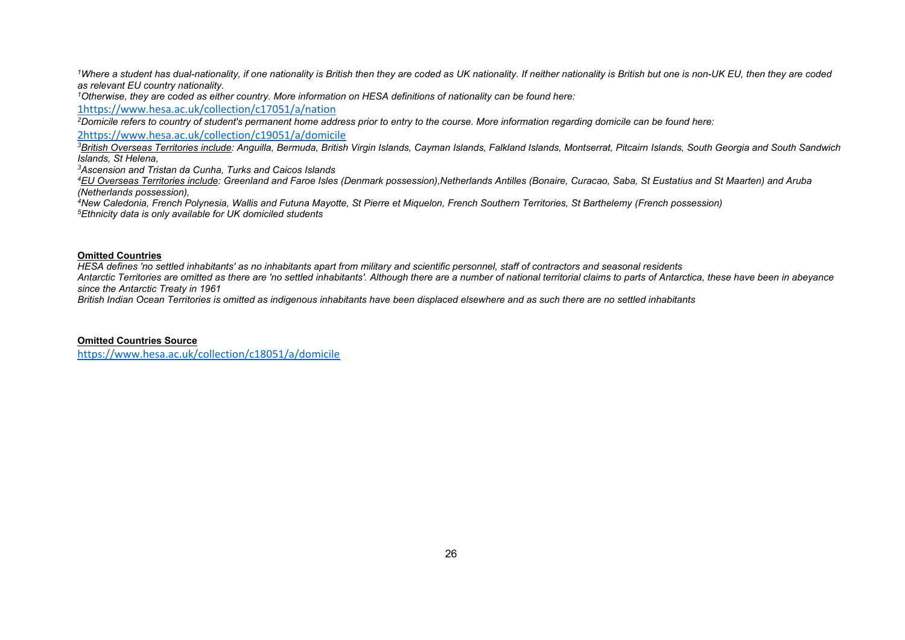*[1]Where a student has dual-nationality, if one nationality is British then they are coded as UK nationality. If neither nationality is British but one is non-UK EU, then they are coded as relevant EU country nationality.*

*[1]Otherwise, they are coded as either country. More information on HESA definitions of nationality can be found here:*

1https://www.hesa.ac.uk/collection/c17051/a/nation

*[2]Domicile refers to country of student's permanent home address prior to entry to the course. More information regarding domicile can be found here:*

2https://www.hesa.ac.uk/collection/c19051/a/domicile

*[3]British Overseas Territories include: Anguilla, Bermuda, British Virgin Islands, Cayman Islands, Falkland Islands, Montserrat, Pitcairn Islands, South Georgia and South Sandwich Islands, St Helena,*

*[3]Ascension and Tristan da Cunha, Turks and Caicos Islands*

*[4]EU Overseas Territories include: Greenland and Faroe Isles (Denmark possession),Netherlands Antilles (Bonaire, Curacao, Saba, St Eustatius and St Maarten) and Aruba (Netherlands possession),*

*[4]New Caledonia, French Polynesia, Wallis and Futuna Mayotte, St Pierre et Miquelon, French Southern Territories, St Barthelemy (French possession)*

*[5]Ethnicity data is only available for UK domiciled students*

**Omitted Countries**

*HESA defines 'no settled inhabitants' as no inhabitants apart from military and scientific personnel, staff of contractors and seasonal residents*

*Antarctic Territories are omitted as there are 'no settled inhabitants'. Although there are a number of national territorial claims to parts of Antarctica, these have been in abeyance since the Antarctic Treaty in 1961*

*British Indian Ocean Territories is omitted as indigenous inhabitants have been displaced elsewhere and as such there are no settled inhabitants*

**Omitted Countries Source**

https://www.hesa.ac.uk/collection/c18051/a/domicile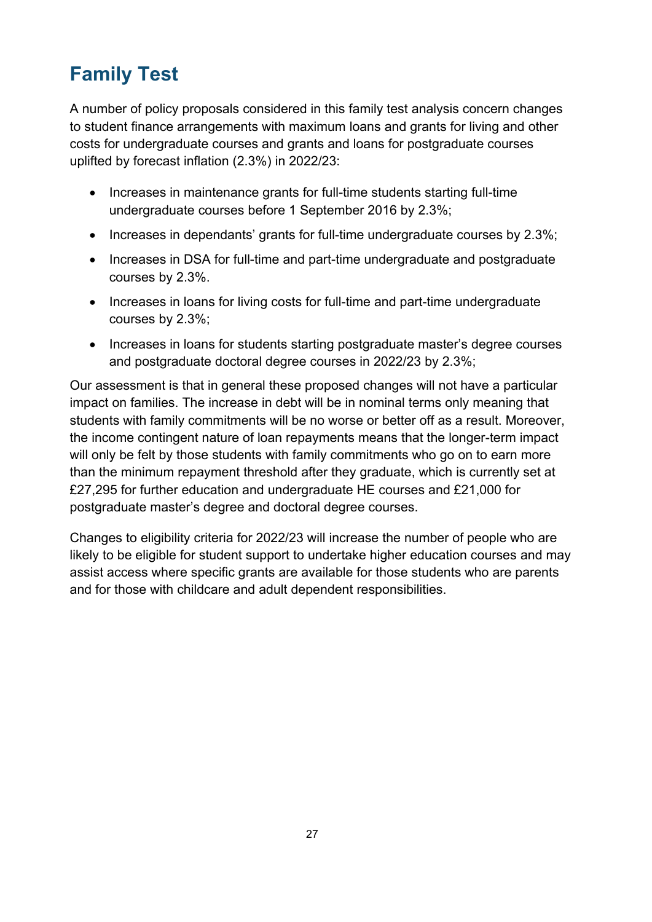# Family Test

A number of policy proposals considered in this family test analysis concern changes to student finance arrangements with maximum loans and grants for living and other costs for undergraduate courses and grants and loans for postgraduate courses uplifted by forecast inflation (2.3%) in 2022/23:

- Increases in maintenance grants for full-time students starting full-time undergraduate courses before 1 September 2016 by 2.3%;
- Increases in dependants' grants for full-time undergraduate courses by 2.3%;
- Increases in DSA for full-time and part-time undergraduate and postgraduate courses by 2.3%.
- Increases in loans for living costs for full-time and part-time undergraduate courses by 2.3%;
- Increases in loans for students starting postgraduate master's degree courses and postgraduate doctoral degree courses in 2022/23 by 2.3%;

Our assessment is that in general these proposed changes will not have a particular impact on families. The increase in debt will be in nominal terms only meaning that students with family commitments will be no worse or better off as a result. Moreover, the income contingent nature of loan repayments means that the longer-term impact will only be felt by those students with family commitments who go on to earn more than the minimum repayment threshold after they graduate, which is currently set at £27,295 for further education and undergraduate HE courses and £21,000 for postgraduate master's degree and doctoral degree courses.

Changes to eligibility criteria for 2022/23 will increase the number of people who are likely to be eligible for student support to undertake higher education courses and may assist access where specific grants are available for those students who are parents and for those with childcare and adult dependent responsibilities.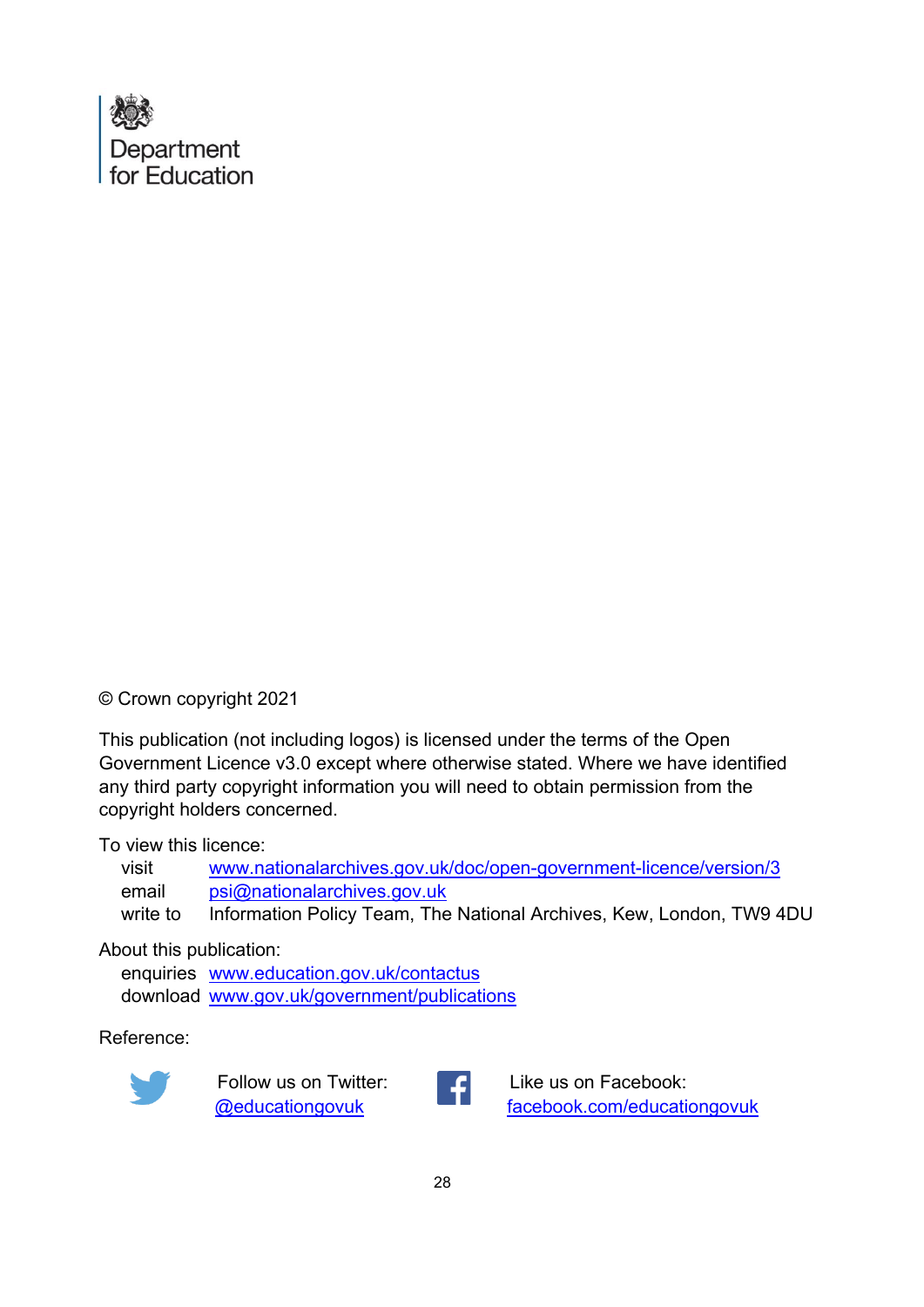Department
for Education

© Crown copyright 2021

This publication (not including logos) is licensed under the terms of the Open Government Licence v3.0 except where otherwise stated. Where we have identified any third party copyright information you will need to obtain permission from the copyright holders concerned.

To view this licence:

visit [www.nationalarchives.gov.uk/doc/open-government-licence/version/3](http://www.nationalarchives.gov.uk/doc/open-government-licence/version/3)
email [psi@nationalarchives.gov.uk](mailto:psi@nationalarchives.gov.uk)
write to Information Policy Team, The National Archives, Kew, London, TW9 4DU

About this publication:

enquiries [www.education.gov.uk/contactus](http://www.education.gov.uk/contactus)
download [www.gov.uk/government/publications](http://www.gov.uk/government/publications)

Reference:

Follow us on Twitter:
[@educationgovuk](https://twitter.com/educationgovuk)

Like us on Facebook:
[facebook.com/educationgovuk](https://www.facebook.com/educationgovuk)